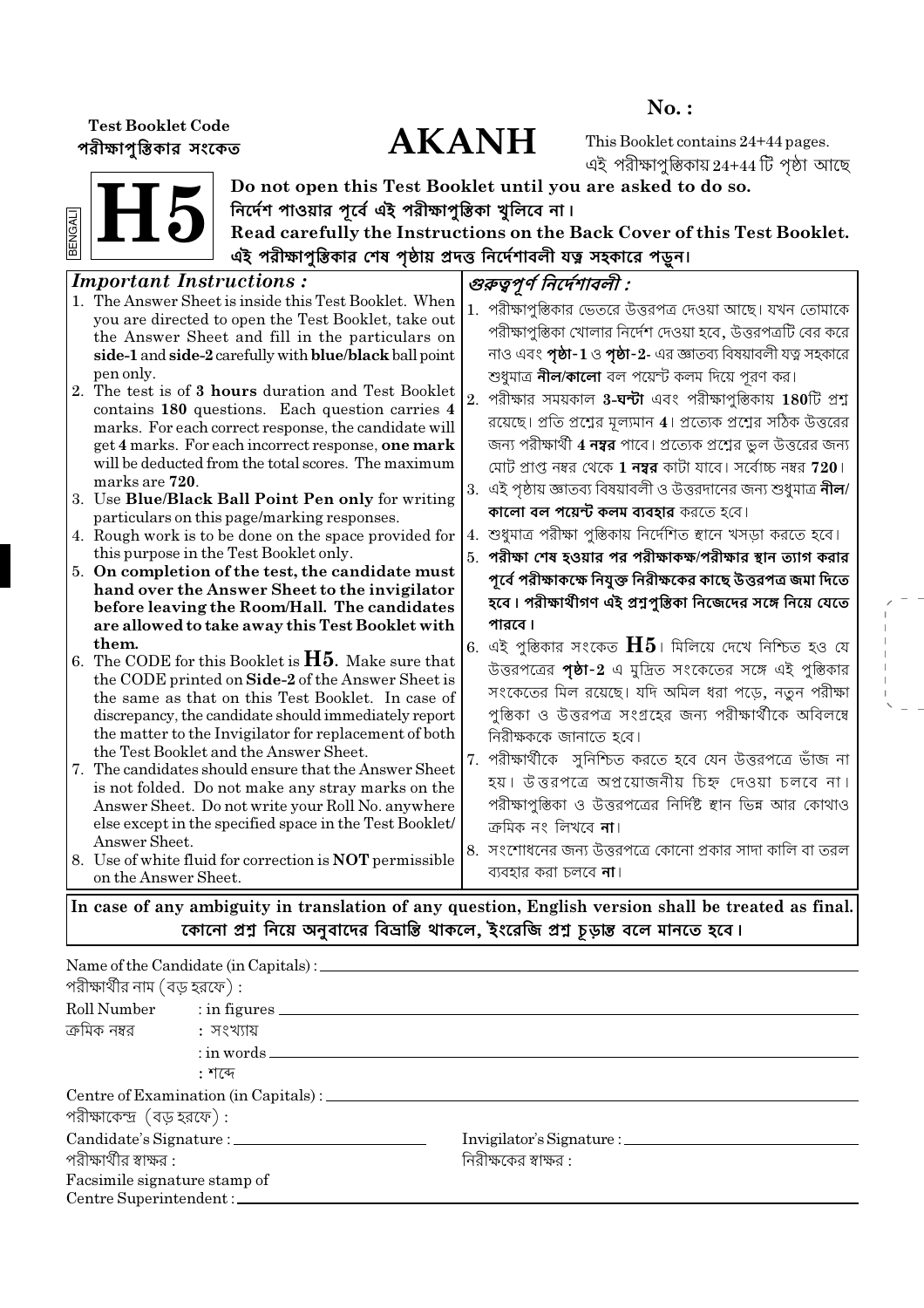**No. :**

**Test Booklet Code**
**পরীক্ষাপুস্তিকার সংকেত**

# AKANH

This Booklet contains 24+44 pages.
এই পরীক্ষাপুস্তিকায় 24+44 টি পৃষ্ঠা আছে

BENGALI

# H5

**Do not open this Test Booklet until you are asked to do so.**
**নির্দেশ পাওয়ার পূর্বে এই পরীক্ষাপুস্তিকা খুলিবে না।**
**Read carefully the Instructions on the Back Cover of this Test Booklet.**
**এই পরীক্ষাপুস্তিকার শেষ পৃষ্ঠায় প্রদত্ত নির্দেশাবলী যত্ন সহকারে পড়ুন।**

### *Important Instructions :*

1. The Answer Sheet is inside this Test Booklet. When you are directed to open the Test Booklet, take out the Answer Sheet and fill in the particulars on **side-1** and **side-2** carefully with **blue/black** ball point pen only.
2. The test is of **3 hours** duration and Test Booklet contains **180** questions. Each question carries **4** marks. For each correct response, the candidate will get **4** marks. For each incorrect response, **one mark** will be deducted from the total scores. The maximum marks are **720**.
3. Use **Blue/Black Ball Point Pen only** for writing particulars on this page/marking responses.
4. Rough work is to be done on the space provided for this purpose in the Test Booklet only.
5. **On completion of the test, the candidate must hand over the Answer Sheet to the invigilator before leaving the Room/Hall. The candidates are allowed to take away this Test Booklet with them.**
6. The CODE for this Booklet is **H5**. Make sure that the CODE printed on **Side-2** of the Answer Sheet is the same as that on this Test Booklet. In case of discrepancy, the candidate should immediately report the matter to the Invigilator for replacement of both the Test Booklet and the Answer Sheet.
7. The candidates should ensure that the Answer Sheet is not folded. Do not make any stray marks on the Answer Sheet. Do not write your Roll No. anywhere else except in the specified space in the Test Booklet/Answer Sheet.
8. Use of white fluid for correction is **NOT** permissible on the Answer Sheet.

### *গুরুত্বপূর্ণ নির্দেশাবলী :*

1. পরীক্ষাপুস্তিকার ভেতরে উত্তরপত্র দেওয়া আছে। যখন তোমাকে পরীক্ষাপুস্তিকা খোলার নির্দেশ দেওয়া হবে, উত্তরপত্রটি বের করে নাও এবং **পৃষ্ঠা-1** ও **পৃষ্ঠা-2**- এর জ্ঞাতব্য বিষয়াবলী যত্ন সহকারে শুধুমাত্র **নীল/কালো** বল পয়েন্ট কলম দিয়ে পূরণ কর।
2. পরীক্ষার সময়কাল **3-ঘন্টা** এবং পরীক্ষাপুস্তিকায় **180**টি প্রশ্ন রয়েছে। প্রতি প্রশ্নের মূল্যমান **4**। প্রত্যেক প্রশ্নের সঠিক উত্তরের জন্য পরীক্ষার্থী **4 নম্বর** পাবে। প্রত্যেক প্রশ্নের ভুল উত্তরের জন্য মোট প্রাপ্ত নম্বর থেকে **1 নম্বর** কাটা যাবে। সর্বোচ্চ নম্বর **720**।
3. এই পৃষ্ঠায় জ্ঞাতব্য বিষয়াবলী ও উত্তরদানের জন্য শুধুমাত্র **নীল/কালো বল পয়েন্ট কলম ব্যবহার** করতে হবে।
4. শুধুমাত্র পরীক্ষা পুস্তিকায় নির্দেশিত স্থানে খসড়া করতে হবে।
5. **পরীক্ষা শেষ হওয়ার পর পরীক্ষাকক্ষ/পরীক্ষার স্থান ত্যাগ করার পূর্বে পরীক্ষাকক্ষে নিযুক্ত নিরীক্ষকের কাছে উত্তরপত্র জমা দিতে হবে। পরীক্ষার্থীগণ এই প্রশ্নপুস্তিকা নিজেদের সঙ্গে নিয়ে যেতে পারবে।**
6. এই পুস্তিকার সংকেত **H5**। মিলিয়ে দেখে নিশ্চিত হও যে উত্তরপত্রের **পৃষ্ঠা-2** এ মুদ্রিত সংকেতের সঙ্গে এই পুস্তিকার সংকেতের মিল রয়েছে। যদি অমিল ধরা পড়ে, নতুন পরীক্ষা পুস্তিকা ও উত্তরপত্র সংগ্রহের জন্য পরীক্ষার্থীকে অবিলম্বে নিরীক্ষককে জানাতে হবে।
7. পরীক্ষার্থীকে সুনিশ্চিত করতে হবে যেন উত্তরপত্রে ভাঁজ না হয়। উত্তরপত্রে অপ্রয়োজনীয় চিহ্ন দেওয়া চলবে না। পরীক্ষাপুস্তিকা ও উত্তরপত্রের নির্দিষ্ট স্থান ভিন্ন আর কোথাও ক্রমিক নং লিখবে **না**।
8. সংশোধনের জন্য উত্তরপত্রে কোনো প্রকার সাদা কালি বা তরল ব্যবহার করা চলবে **না**।

**In case of any ambiguity in translation of any question, English version shall be treated as final.**
**কোনো প্রশ্ন নিয়ে অনুবাদের বিভ্রান্তি থাকলে, ইংরেজি প্রশ্ন চূড়ান্ত বলে মানতে হবে।**

Name of the Candidate (in Capitals) : ____________________
পরীক্ষার্থীর নাম (বড় হরফে) :

Roll Number : in figures ____________________
ক্রমিক নম্বর : সংখ্যায়

: in words ____________________
: শব্দে

Centre of Examination (in Capitals) : ____________________
পরীক্ষাকেন্দ্র (বড় হরফে) :

Candidate's Signature : ____________________
পরীক্ষার্থীর স্বাক্ষর :

Invigilator's Signature : ____________________
নিরীক্ষকের স্বাক্ষর :

Facsimile signature stamp of
Centre Superintendent : ____________________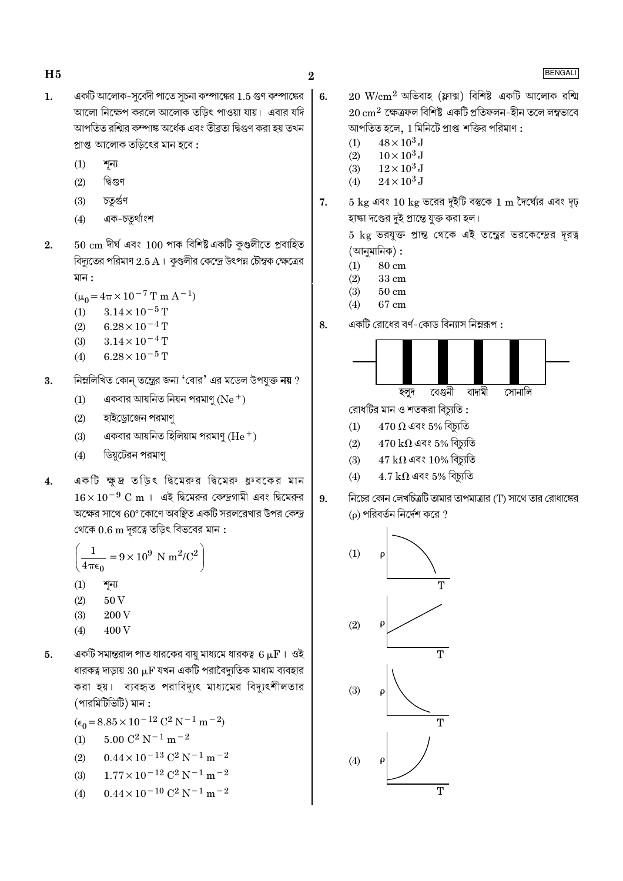1. একটি আলোক-সুবেদী পাতে সুচনা কম্পাঙ্কের 1.5 গুণ কম্পাঙ্কের আলো নিক্ষেপ করলে আলোক তড়িৎ পাওয়া যায়। এবার যদি আপতিত রশ্মির কম্পাঙ্ক অর্ধেক এবং তীব্রতা দ্বিগুণ করা হয় তখন প্রাপ্ত আলোক তড়িতের মান হবে :

   (1) শূন্য
   (2) দ্বিগুণ
   (3) চতুর্গুণ
   (4) এক-চতুর্থাংশ

2. 50 cm দীর্ঘ এবং 100 পাক বিশিষ্ট একটি কুণ্ডলীতে প্রবাহিত বিদ্যুতের পরিমাণ 2.5 A। কুণ্ডলীর কেন্দ্রে উৎপন্ন চৌম্বক ক্ষেত্রের মান :

   $(\mu_0 = 4\pi \times 10^{-7}\ \mathrm{T\ m\ A^{-1}})$

   (1) $3.14 \times 10^{-5}$ T
   (2) $6.28 \times 10^{-4}$ T
   (3) $3.14 \times 10^{-4}$ T
   (4) $6.28 \times 10^{-5}$ T

3. নিম্নলিখিত কোন্ তন্ত্রের জন্য 'বোর' এর মডেল উপযুক্ত **নয়** ?

   (1) একবার আয়নিত নিয়ন পরমাণু $(Ne^+)$
   (2) হাইড্রোজেন পরমাণু
   (3) একবার আয়নিত হিলিয়াম পরমাণু $(He^+)$
   (4) ডিয়ুটেরন পরমাণু

4. একটি ক্ষুদ্র তড়িৎ দ্বিমেরুর দ্বিমেরু ধ্রুবকের মান $16 \times 10^{-9}$ C m। এই দ্বিমেরুর কেন্দ্রগামী এবং দ্বিমেরুর অক্ষের সাথে 60° কোণে অবস্থিত একটি সরলরেখার উপর কেন্দ্র থেকে 0.6 m দূরত্বে তড়িৎ বিভবের মান :

   $$\left(\frac{1}{4\pi\epsilon_0} = 9 \times 10^9\ \mathrm{N\ m^2/C^2}\right)$$

   (1) শূন্য
   (2) 50 V
   (3) 200 V
   (4) 400 V

5. একটি সমান্তরাল পাত ধারকের বায়ু মাধ্যমে ধারকত্ব 6 μF। ওই ধারকত্ব দাড়ায় 30 μF যখন একটি পরাবৈদ্যুতিক মাধ্যম ব্যবহার করা হয়। ব্যবহৃত পরাবিদ্যুৎ মাধ্যমের বিদ্যুৎশীলতার (পারমিটিভিটি) মান :

   $(\epsilon_0 = 8.85 \times 10^{-12}\ \mathrm{C^2\ N^{-1}\ m^{-2}})$

   (1) $5.00\ \mathrm{C^2\ N^{-1}\ m^{-2}}$
   (2) $0.44 \times 10^{-13}\ \mathrm{C^2\ N^{-1}\ m^{-2}}$
   (3) $1.77 \times 10^{-12}\ \mathrm{C^2\ N^{-1}\ m^{-2}}$
   (4) $0.44 \times 10^{-10}\ \mathrm{C^2\ N^{-1}\ m^{-2}}$

6. 20 W/cm$^2$ অভিবাহ (ফ্লাক্স) বিশিষ্ট একটি আলোক রশ্মি 20 cm$^2$ ক্ষেত্রফল বিশিষ্ট একটি প্রতিফলন-হীন তলে লম্বভাবে আপতিত হলে, 1 মিনিটে প্রাপ্ত শক্তির পরিমাণ :

   (1) $48 \times 10^3$ J
   (2) $10 \times 10^3$ J
   (3) $12 \times 10^3$ J
   (4) $24 \times 10^3$ J

7. 5 kg এবং 10 kg ভরের দুইটি বস্তুকে 1 m দৈর্ঘ্যের এবং দৃঢ় হাল্কা দণ্ডের দুই প্রান্তে যুক্ত করা হল।

   5 kg ভরযুক্ত প্রান্ত থেকে এই তন্ত্রের ভরকেন্দ্রের দূরত্ব (আনুমানিক) :

   (1) 80 cm
   (2) 33 cm
   (3) 50 cm
   (4) 67 cm

8. একটি রোধের বর্ণ-কোড বিন্যাস নিম্নরূপ :

   হলুদ &nbsp; বেগুনী &nbsp; বাদামী &nbsp; সোনালি

   রোধটির মান ও শতকরা বিচ্যুতি :

   (1) 470 Ω এবং 5% বিচ্যুতি
   (2) 470 kΩ এবং 5% বিচ্যুতি
   (3) 47 kΩ এবং 10% বিচ্যুতি
   (4) 4.7 kΩ এবং 5% বিচ্যুতি

9. নিচের কোন লেখচিত্রটি তামার তাপমাত্রার (T) সাথে তার রোধাঙ্কের (ρ) পরিবর্তন নির্দেশ করে ?

   (1) ρ বনাম T
   (2) ρ বনাম T
   (3) ρ বনাম T
   (4) ρ বনাম T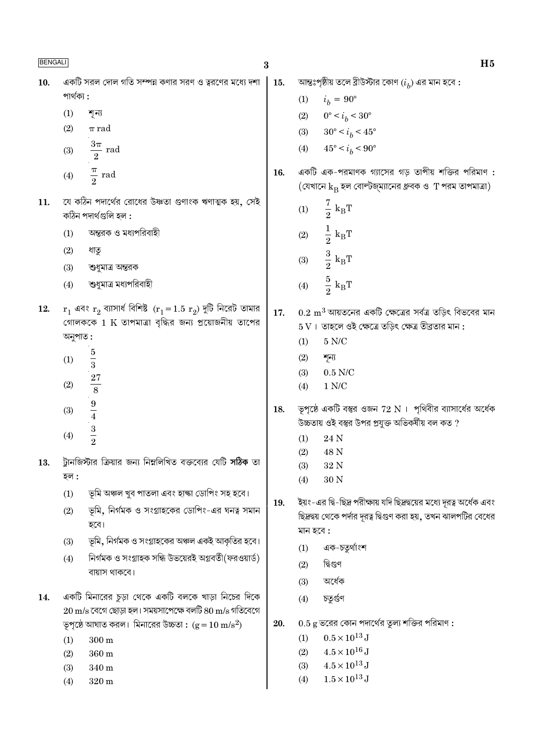10. একটি সরল দোল গতি সম্পন্ন কণার সরণ ও ত্বরণের মধ্যে দশা পার্থক্য :

 (1) শূন্য
 (2) $\pi$ rad
 (3) $\frac{3\pi}{2}$ rad
 (4) $\frac{\pi}{2}$ rad

11. যে কঠিন পদার্থের রোধের উষ্ণতা গুণাংক ঋণাত্মক হয়, সেই কঠিন পদার্থগুলি হল :

 (1) অন্তরক ও মধ্যপরিবাহী
 (2) ধাতু
 (3) শুধুমাত্র অন্তরক
 (4) শুধুমাত্র মধ্যপরিবাহী

12. $r_1$ এবং $r_2$ ব্যাসার্ধ বিশিষ্ট $(r_1 = 1.5\ r_2)$ দুটি নিরেট তামার গোলককে 1 K তাপমাত্রা বৃদ্ধির জন্য প্রয়োজনীয় তাপের অনুপাত :

 (1) $\frac{5}{3}$
 (2) $\frac{27}{8}$
 (3) $\frac{9}{4}$
 (4) $\frac{3}{2}$

13. ট্রানজিস্টার ক্রিয়ার জন্য নিম্নলিখিত বক্তব্যের যেটি **সঠিক** তা হল :

 (1) ভূমি অঞ্চল খুব পাতলা এবং হাল্কা ডোপিং সহ হবে।
 (2) ভূমি, নির্গমক ও সংগ্রাহকের ডোপিং-এর ঘনত্ব সমান হবে।
 (3) ভূমি, নির্গমক ও সংগ্রাহকের অঞ্চল একই আকৃতির হবে।
 (4) নির্গমক ও সংগ্রাহক সন্ধি উভয়েরই অগ্রবর্তী(ফরওয়ার্ড) বায়াস থাকবে।

14. একটি মিনারের চূড়া থেকে একটি বলকে খাড়া নিচের দিকে 20 m/s বেগে ছোড়া হল। সময়সাপেক্ষে বলটি 80 m/s গতিবেগে ভূপৃষ্ঠে আঘাত করল। মিনারের উচ্চতা : $(g = 10\ m/s^2)$

 (1) 300 m
 (2) 360 m
 (3) 340 m
 (4) 320 m

15. আন্তঃপৃষ্ঠীয় তলে ব্রীউস্টার কোণ $(i_b)$ এর মান হবে :

 (1) $i_b = 90°$
 (2) $0° < i_b < 30°$
 (3) $30° < i_b < 45°$
 (4) $45° < i_b < 90°$

16. একটি এক-পরমাণক গ্যাসের গড় তাপীয় শক্তির পরিমাণ : (যেখানে $k_B$ হল বোল্টজম্যানের ধ্রুবক ও T পরম তাপমাত্রা)

 (1) $\frac{7}{2}\ k_B T$
 (2) $\frac{1}{2}\ k_B T$
 (3) $\frac{3}{2}\ k_B T$
 (4) $\frac{5}{2}\ k_B T$

17. $0.2\ m^3$ আয়তনের একটি ক্ষেত্রের সর্বত্র তড়িৎ বিভবের মান 5 V। তাহলে ওই ক্ষেত্রে তড়িৎ ক্ষেত্র তীব্রতার মান :

 (1) 5 N/C
 (2) শূন্য
 (3) 0.5 N/C
 (4) 1 N/C

18. ভূপৃষ্ঠে একটি বস্তুর ওজন 72 N। পৃথিবীর ব্যাসার্ধের অর্ধেক উচ্চতায় ওই বস্তুর উপর প্রযুক্ত অভিকর্ষীয় বল কত ?

 (1) 24 N
 (2) 48 N
 (3) 32 N
 (4) 30 N

19. ইয়ং-এর দ্বি-ছিদ্র পরীক্ষায় যদি ছিদ্রদ্বয়ের মধ্যে দূরত্ব অর্ধেক এবং ছিদ্রদ্বয় থেকে পর্দার দূরত্ব দ্বিগুণ করা হয়, তখন ঝালপটির বেধের মান হবে :

 (1) এক-চতুর্থাংশ
 (2) দ্বিগুণ
 (3) অর্ধেক
 (4) চতুর্গুণ

20. 0.5 g ভরের কোন পদার্থের তুল্য শক্তির পরিমাণ :

 (1) $0.5 \times 10^{13}$ J
 (2) $4.5 \times 10^{16}$ J
 (3) $4.5 \times 10^{13}$ J
 (4) $1.5 \times 10^{13}$ J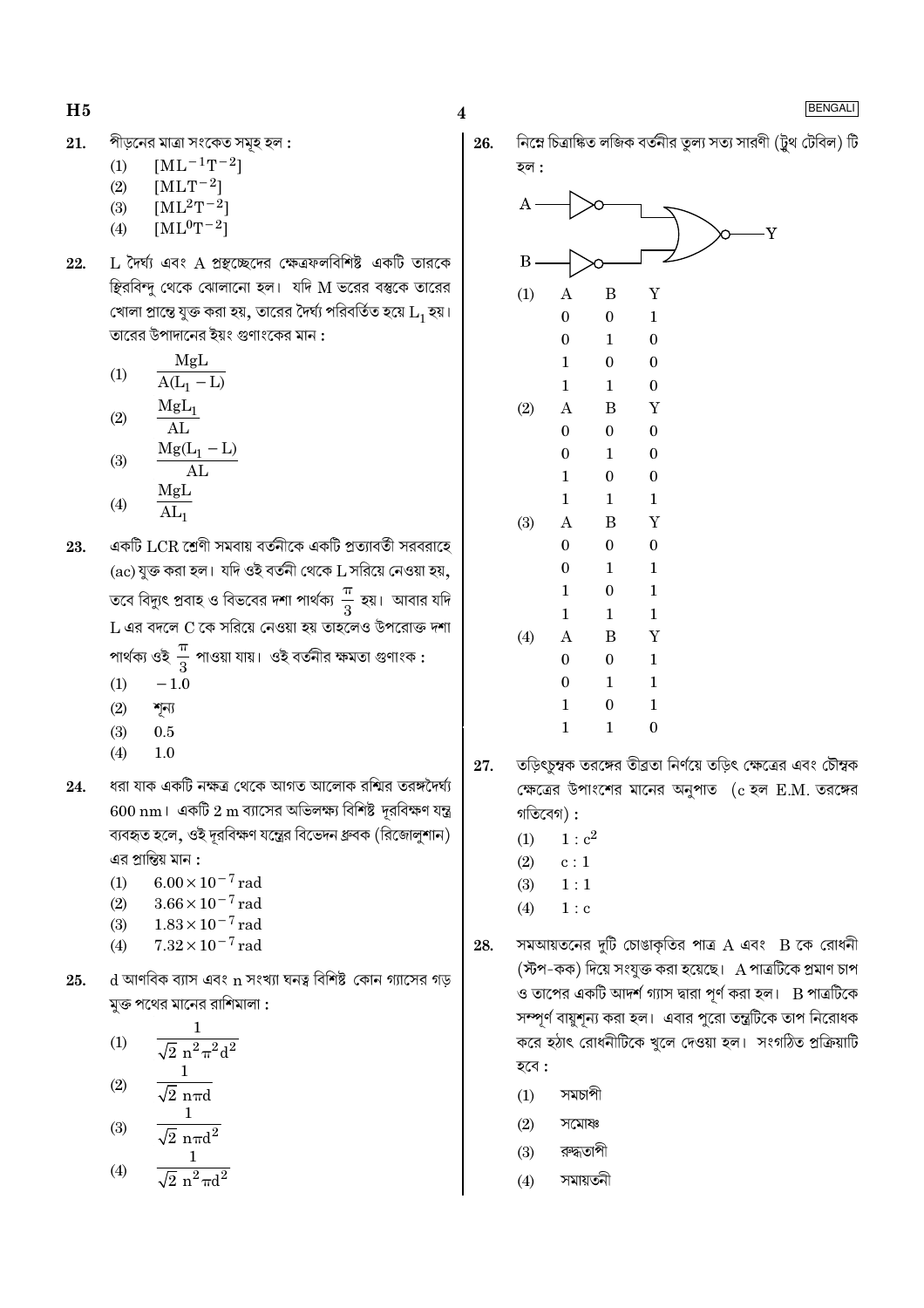21. পীড়নের মাত্রা সংকেত সমূহ হল :

(1) $[ML^{-1}T^{-2}]$

(2) $[MLT^{-2}]$

(3) $[ML^{2}T^{-2}]$

(4) $[ML^{0}T^{-2}]$

22. L দৈর্ঘ্য এবং A প্রস্থচ্ছেদের ক্ষেত্রফলবিশিষ্ট একটি তারকে স্থিরবিন্দু থেকে ঝোলানো হল। যদি M ভরের বস্তুকে তারের খোলা প্রান্তে যুক্ত করা হয়, তারের দৈর্ঘ্য পরিবর্তিত হয়ে $L_1$ হয়। তারের উপাদানের ইয়ং গুণাংকের মান :

(1) $\dfrac{MgL}{A(L_1 - L)}$

(2) $\dfrac{MgL_1}{AL}$

(3) $\dfrac{Mg(L_1 - L)}{AL}$

(4) $\dfrac{MgL}{AL_1}$

23. একটি LCR শ্রেণী সমবায় বর্তনীকে একটি প্রত্যাবর্তী সরবরাহে (ac) যুক্ত করা হল। যদি ওই বর্তনী থেকে L সরিয়ে নেওয়া হয়, তবে বিদ্যুৎ প্রবাহ ও বিভবের দশা পার্থক্য $\dfrac{\pi}{3}$ হয়। আবার যদি L এর বদলে C কে সরিয়ে নেওয়া হয় তাহলেও উপরোক্ত দশা পার্থক্য ওই $\dfrac{\pi}{3}$ পাওয়া যায়। ওই বর্তনীর ক্ষমতা গুণাংক :

(1) $-1.0$

(2) শূন্য

(3) $0.5$

(4) $1.0$

24. ধরা যাক একটি নক্ষত্র থেকে আগত আলোক রশ্মির তরঙ্গদৈর্ঘ্য 600 nm। একটি 2 m ব্যাসের অভিলক্ষ্য বিশিষ্ট দূরবিক্ষণ যন্ত্র ব্যবহৃত হলে, ওই দূরবিক্ষণ যন্ত্রের বিভেদন ধ্রুবক (রিজোলুশান) এর প্রান্তিয় মান :

(1) $6.00 \times 10^{-7}$ rad

(2) $3.66 \times 10^{-7}$ rad

(3) $1.83 \times 10^{-7}$ rad

(4) $7.32 \times 10^{-7}$ rad

25. d আণবিক ব্যাস এবং n সংখ্যা ঘনত্ব বিশিষ্ট কোন গ্যাসের গড় মুক্ত পথের মানের রাশিমালা :

(1) $\dfrac{1}{\sqrt{2}\, n^2 \pi^2 d^2}$

(2) $\dfrac{1}{\sqrt{2}\, n \pi d}$

(3) $\dfrac{1}{\sqrt{2}\, n \pi d^2}$

(4) $\dfrac{1}{\sqrt{2}\, n^2 \pi d^2}$

26. নিম্নে চিত্রাঙ্কিত লজিক বর্তনীর তুল্য সত্য সারণী (ট্রুথ টেবিল) টি হল :

(1)

| A | B | Y |
|---|---|---|
| 0 | 0 | 1 |
| 0 | 1 | 0 |
| 1 | 0 | 0 |
| 1 | 1 | 0 |

(2)

| A | B | Y |
|---|---|---|
| 0 | 0 | 0 |
| 0 | 1 | 0 |
| 1 | 0 | 0 |
| 1 | 1 | 1 |

(3)

| A | B | Y |
|---|---|---|
| 0 | 0 | 0 |
| 0 | 1 | 1 |
| 1 | 0 | 1 |
| 1 | 1 | 1 |

(4)

| A | B | Y |
|---|---|---|
| 0 | 0 | 1 |
| 0 | 1 | 1 |
| 1 | 0 | 1 |
| 1 | 1 | 0 |

27. তড়িৎচুম্বক তরঙ্গের তীব্রতা নির্ণয়ে তড়িৎ ক্ষেত্রের এবং চৌম্বক ক্ষেত্রের উপাংশের মানের অনুপাত (c হল E.M. তরঙ্গের গতিবেগ) :

(1) $1 : c^2$

(2) $c : 1$

(3) $1 : 1$

(4) $1 : c$

28. সমআয়তনের দুটি চোঙাকৃতির পাত্র A এবং B কে রোধনী (স্টপ-কক) দিয়ে সংযুক্ত করা হয়েছে। A পাত্রটিকে প্রমাণ চাপ ও তাপের একটি আদর্শ গ্যাস দ্বারা পূর্ণ করা হল। B পাত্রটিকে সম্পূর্ণ বায়ুশূন্য করা হল। এবার পুরো তন্ত্রটিকে তাপ নিরোধক করে হঠাৎ রোধনীটিকে খুলে দেওয়া হল। সংগঠিত প্রক্রিয়াটি হবে :

(1) সমচাপী

(2) সমোষ্ণ

(3) রুদ্ধতাপী

(4) সমায়তনী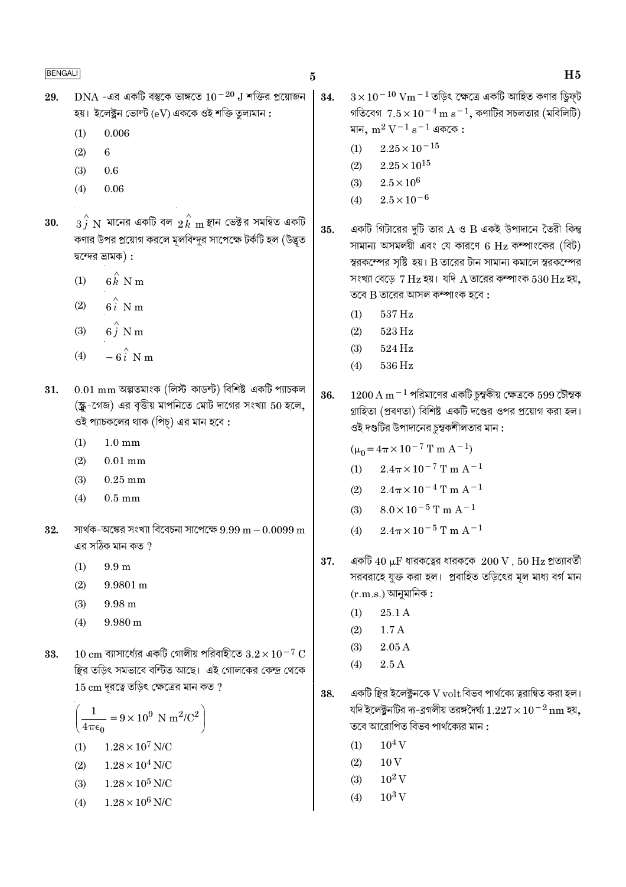29. DNA -এর একটি বন্ধকে ভাঙ্গতে $10^{-20}$ J শক্তির প্রয়োজন হয়। ইলেক্ট্রন ভোল্ট (eV) এককে ওই শক্তি তুল্যমান :

(1) 0.006

(2) 6

(3) 0.6

(4) 0.06

30. $3\hat{j}$ N মানের একটি বল $2\hat{k}$ m স্থান ভেক্টর সমন্বিত একটি কণার উপর প্রয়োগ করলে মূলবিন্দুর সাপেক্ষে টর্কটি হল (উদ্ভূত দ্বন্দের ভ্রামক) :

(1) $6\hat{k}$ N m

(2) $6\hat{i}$ N m

(3) $6\hat{j}$ N m

(4) $-6\hat{i}$ N m

31. 0.01 mm অল্পতমাংক (লিস্ট কাউন্ট) বিশিষ্ট একটি প্যাচকল (স্ক্রু-গেজ) এর বৃত্তীয় মাপনিতে মোট দাগের সংখ্যা 50 হলে, ওই প্যাচকলের থাক (পিচ্) এর মান হবে :

(1) 1.0 mm

(2) 0.01 mm

(3) 0.25 mm

(4) 0.5 mm

32. সার্থক-অঙ্কের সংখ্যা বিবেচনা সাপেক্ষে 9.99 m − 0.0099 m এর সঠিক মান কত ?

(1) 9.9 m

(2) 9.9801 m

(3) 9.98 m

(4) 9.980 m

33. 10 cm ব্যাসার্ধের একটি গোলীয় পরিবাহীতে $3.2 \times 10^{-7}$ C স্থির তড়িৎ সমভাবে বন্টিত আছে। এই গোলকের কেন্দ্র থেকে 15 cm দূরত্বে তড়িৎ ক্ষেত্রের মান কত ?

$$\left(\frac{1}{4\pi\epsilon_0} = 9 \times 10^9 \text{ N m}^2/\text{C}^2\right)$$

(1) $1.28 \times 10^7$ N/C

(2) $1.28 \times 10^4$ N/C

(3) $1.28 \times 10^5$ N/C

(4) $1.28 \times 10^6$ N/C

34. $3 \times 10^{-10}$ Vm$^{-1}$ তড়িৎ ক্ষেত্রে একটি আহিত কণার ড্রিফ্ট গতিবেগ $7.5 \times 10^{-4}$ m s$^{-1}$, কণাটির সচলতার (মবিলিটি) মান, m$^2$ V$^{-1}$ s$^{-1}$ এককে :

(1) $2.25 \times 10^{-15}$

(2) $2.25 \times 10^{15}$

(3) $2.5 \times 10^6$

(4) $2.5 \times 10^{-6}$

35. একটি গিটারের দুটি তার A ও B একই উপাদানে তৈরী কিন্তু সামান্য অসমলয়ী এবং যে কারণে 6 Hz কম্পাংকের (বিট) স্বরকম্পের সৃষ্টি হয়। B তারের টান সামান্য কমালে স্বরকম্পের সংখ্যা বেড়ে 7 Hz হয়। যদি A তারের কম্পাংক 530 Hz হয়, তবে B তারের আসল কম্পাংক হবে :

(1) 537 Hz

(2) 523 Hz

(3) 524 Hz

(4) 536 Hz

36. 1200 A m$^{-1}$ পরিমাণের একটি চুম্বকীয় ক্ষেত্রকে 599 চৌম্বক গ্রাহিতা (প্রবণতা) বিশিষ্ট একটি দণ্ডের ওপর প্রয়োগ করা হল। ওই দণ্ডটির উপাদানের চুম্বকশীলতার মান :

($\mu_0 = 4\pi \times 10^{-7}$ T m A$^{-1}$)

(1) $2.4\pi \times 10^{-7}$ T m A$^{-1}$

(2) $2.4\pi \times 10^{-4}$ T m A$^{-1}$

(3) $8.0 \times 10^{-5}$ T m A$^{-1}$

(4) $2.4\pi \times 10^{-5}$ T m A$^{-1}$

37. একটি 40 μF ধারকত্বের ধারককে 200 V , 50 Hz প্রত্যাবর্তী সরবরাহে যুক্ত করা হল। প্রবাহিত তড়িৎের মূল মাধ্য বর্গ মান (r.m.s.) আনুমানিক :

(1) 25.1 A

(2) 1.7 A

(3) 2.05 A

(4) 2.5 A

38. একটি স্থির ইলেক্ট্রনকে V volt বিভব পার্থক্যে ত্বরান্বিত করা হল। যদি ইলেক্ট্রনটির দ্য-ব্রগলীয় তরঙ্গদৈর্ঘ্য $1.227 \times 10^{-2}$ nm হয়, তবে আরোপিত বিভব পার্থক্যের মান :

(1) $10^4$ V

(2) 10 V

(3) $10^2$ V

(4) $10^3$ V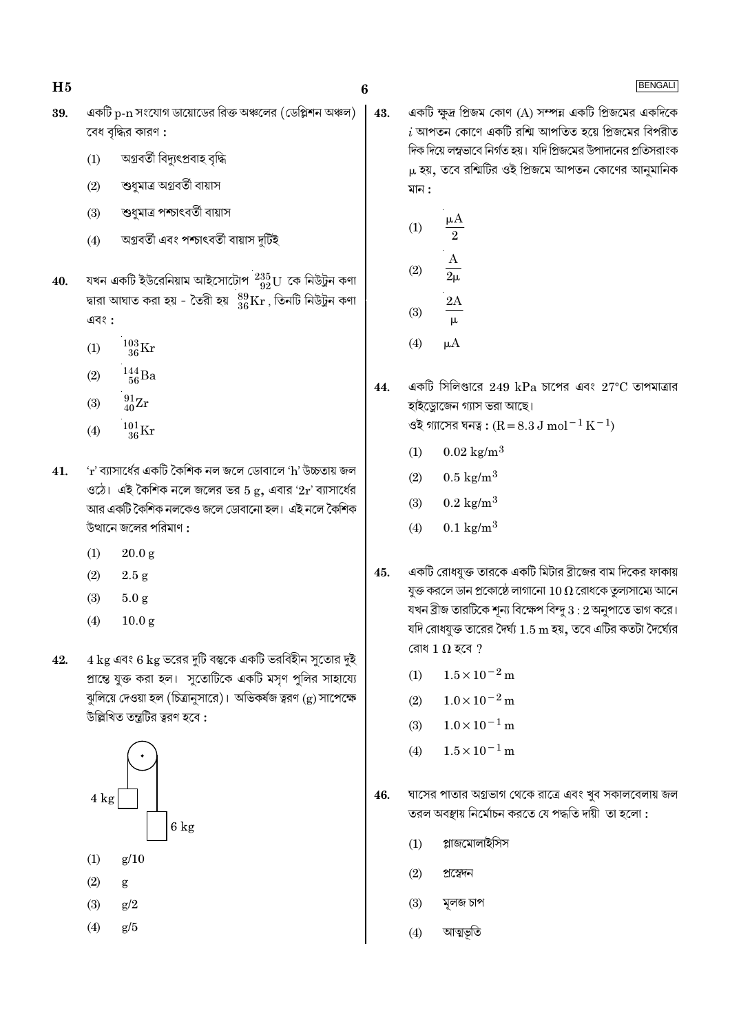39. একটি p-n সংযোগ ডায়োডের রিক্ত অঞ্চলের (ডেপ্লিশন অঞ্চল) বেধ বৃদ্ধির কারণ :

   (1) অগ্রবর্তী বিদ্যুৎপ্রবাহ বৃদ্ধি
   (2) শুধুমাত্র অগ্রবর্তী বায়াস
   (3) শুধুমাত্র পশ্চাৎবর্তী বায়াস
   (4) অগ্রবর্তী এবং পশ্চাৎবর্তী বায়াস দুটিই

40. যখন একটি ইউরেনিয়াম আইসোটোপ $^{235}_{92}U$ কে নিউট্রন কণা দ্বারা আঘাত করা হয় - তৈরী হয় $^{89}_{36}Kr$ , তিনটি নিউট্রন কণা এবং :

   (1) $^{103}_{36}Kr$
   (2) $^{144}_{56}Ba$
   (3) $^{91}_{40}Zr$
   (4) $^{101}_{36}Kr$

41. 'r' ব্যাসার্ধের একটি কৈশিক নল জলে ডোবালে 'h' উচ্চতায় জল ওঠে। এই কৈশিক নলে জলের ভর 5 g, এবার '2r' ব্যাসার্ধের আর একটি কৈশিক নলকেও জলে ডোবানো হল। এই নলে কৈশিক উত্থানে জলের পরিমাণ :

   (1) 20.0 g
   (2) 2.5 g
   (3) 5.0 g
   (4) 10.0 g

42. 4 kg এবং 6 kg ভরের দুটি বস্তুকে একটি ভরবিহীন সুতোর দুই প্রান্তে যুক্ত করা হল। সুতোটিকে একটি মসৃণ পুলির সাহায্যে ঝুলিয়ে দেওয়া হল (চিত্রানুসারে)। অভিকর্ষজ ত্বরণ (g) সাপেক্ষে উল্লিখিত তন্ত্রটির ত্বরণ হবে :

   4 kg    6 kg

   (1) g/10
   (2) g
   (3) g/2
   (4) g/5

43. একটি ক্ষুদ্র প্রিজম কোণ (A) সম্পন্ন একটি প্রিজমের একদিকে $i$ আপতন কোণে একটি রশ্মি আপতিত হয়ে প্রিজমের বিপরীত দিক দিয়ে লম্বভাবে নির্গত হয়। যদি প্রিজমের উপাদানের প্রতিসরাংক $\mu$ হয়, তবে রশ্মিটির ওই প্রিজমে আপতন কোণের আনুমানিক মান :

   (1) $\frac{\mu A}{2}$
   (2) $\frac{A}{2\mu}$
   (3) $\frac{2A}{\mu}$
   (4) $\mu A$

44. একটি সিলিণ্ডারে 249 kPa চাপের এবং 27°C তাপমাত্রার হাইড্রোজেন গ্যাস ভরা আছে।
ওই গ্যাসের ঘনত্ব : $(R = 8.3 \text{ J mol}^{-1} \text{K}^{-1})$

   (1) $0.02 \text{ kg/m}^3$
   (2) $0.5 \text{ kg/m}^3$
   (3) $0.2 \text{ kg/m}^3$
   (4) $0.1 \text{ kg/m}^3$

45. একটি রোধযুক্ত তারকে একটি মিটার ব্রীজের বাম দিকের ফাকায় যুক্ত করলে ডান প্রকোষ্ঠে লাগানো $10\,\Omega$ রোধকে তুল্যসাম্যে আনে যখন ব্রীজ তারটিকে শূন্য বিক্ষেপ বিন্দু 3 : 2 অনুপাতে ভাগ করে। যদি রোধযুক্ত তারের দৈর্ঘ্য 1.5 m হয়, তবে এটির কতটা দৈর্ঘ্যের রোধ $1\,\Omega$ হবে ?

   (1) $1.5 \times 10^{-2}$ m
   (2) $1.0 \times 10^{-2}$ m
   (3) $1.0 \times 10^{-1}$ m
   (4) $1.5 \times 10^{-1}$ m

46. ঘাসের পাতার অগ্রভাগ থেকে রাত্রে এবং খুব সকালবেলায় জল তরল অবস্থায় নির্মোচন করতে যে পদ্ধতি দায়ী তা হলো :

   (1) প্লাজমোলাইসিস
   (2) প্রস্বেদন
   (3) মূলজ চাপ
   (4) আত্মভূতি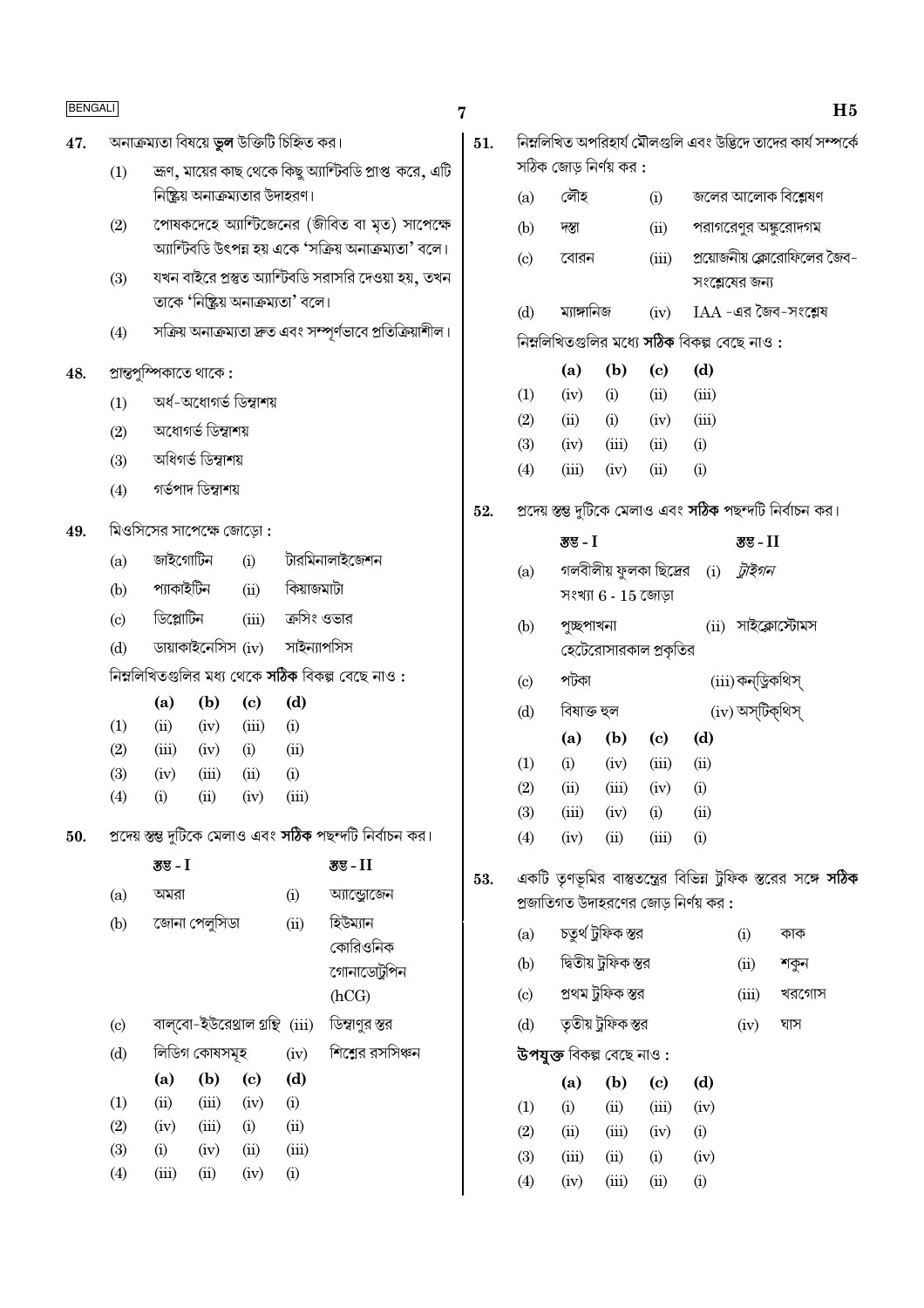47. অনাক্রম্যতা বিষয়ে **ভুল** উক্তিটি চিহ্নিত কর।

(1) ভ্রূণ, মায়ের কাছ থেকে কিছু অ্যান্টিবডি প্রাপ্ত করে, এটি নিষ্ক্রিয় অনাক্রম্যতার উদাহরণ।

(2) পোষকদেহে অ্যান্টিজেনের (জীবিত বা মৃত) সাপেক্ষে অ্যান্টিবডি উৎপন্ন হয় একে 'সক্রিয় অনাক্রম্যতা' বলে।

(3) যখন বাইরে প্রস্তুত অ্যান্টিবডি সরাসরি দেওয়া হয়, তখন তাকে 'নিষ্ক্রিয় অনাক্রম্যতা' বলে।

(4) সক্রিয় অনাক্রম্যতা দ্রুত এবং সম্পূর্ণভাবে প্রতিক্রিয়াশীল।

48. প্রান্তপুষ্পিকাতে থাকে :

(1) অর্ধ-অধোগর্ভ ডিম্বাশয়

(2) অধোগর্ভ ডিম্বাশয়

(3) অধিগর্ভ ডিম্বাশয়

(4) গর্ভপাদ ডিম্বাশয়

49. মিওসিসের সাপেক্ষে জোড়ো :

| | | | |
|---|---|---|---|
| (a) | জাইগোটিন | (i) | টারমিনালাইজেশন |
| (b) | প্যাকাইটিন | (ii) | কিয়াজমাটা |
| (c) | ডিপ্লোটিন | (iii) | ক্রসিং ওভার |
| (d) | ডায়াকাইনেসিস | (iv) | সাইন্যাপসিস |

নিম্নলিখিতগুলির মধ্য থেকে **সঠিক** বিকল্প বেছে নাও :

| | (a) | (b) | (c) | (d) |
|---|---|---|---|---|
| (1) | (ii) | (iv) | (iii) | (i) |
| (2) | (iii) | (iv) | (i) | (ii) |
| (3) | (iv) | (iii) | (ii) | (i) |
| (4) | (i) | (ii) | (iv) | (iii) |

50. প্রদেয় স্তম্ভ দুটিকে মেলাও এবং **সঠিক** পছন্দটি নির্বাচন কর।

| | স্তম্ভ - I | | স্তম্ভ - II |
|---|---|---|---|
| (a) | অমরা | (i) | অ্যান্ড্রোজেন |
| (b) | জোনা পেলুসিডা | (ii) | হিউম্যান কোরিওনিক গোনাডোট্রপিন (hCG) |
| (c) | বাল্‌বো-ইউরেথ্রাল গ্রন্থি | (iii) | ডিম্বাণুর স্তর |
| (d) | লিডিগ কোষসমূহ | (iv) | শিশ্নের রসসিঞ্চন |

| | (a) | (b) | (c) | (d) |
|---|---|---|---|---|
| (1) | (ii) | (iii) | (iv) | (i) |
| (2) | (iv) | (iii) | (i) | (ii) |
| (3) | (i) | (iv) | (ii) | (iii) |
| (4) | (iii) | (ii) | (iv) | (i) |

51. নিম্নলিখিত অপরিহার্য মৌলগুলি এবং উদ্ভিদে তাদের কার্য সম্পর্কে সঠিক জোড় নির্ণয় কর :

| | | | |
|---|---|---|---|
| (a) | লৌহ | (i) | জলের আলোক বিশ্লেষণ |
| (b) | দস্তা | (ii) | পরাগরেণুর অঙ্কুরোদগম |
| (c) | বোরন | (iii) | প্রয়োজনীয় ক্লোরোফিলের জৈব-সংশ্লেষের জন্য |
| (d) | ম্যাঙ্গানিজ | (iv) | IAA -এর জৈব-সংশ্লেষ |

নিম্নলিখিতগুলির মধ্যে **সঠিক** বিকল্প বেছে নাও :

| | (a) | (b) | (c) | (d) |
|---|---|---|---|---|
| (1) | (iv) | (i) | (ii) | (iii) |
| (2) | (ii) | (i) | (iv) | (iii) |
| (3) | (iv) | (iii) | (ii) | (i) |
| (4) | (iii) | (iv) | (ii) | (i) |

52. প্রদেয় স্তম্ভ দুটিকে মেলাও এবং **সঠিক** পছন্দটি নির্বাচন কর।

| | স্তম্ভ - I | | স্তম্ভ - II |
|---|---|---|---|
| (a) | গলবীলীয় ফুলকা ছিদ্রের সংখ্যা 6 - 15 জোড়া | (i) | *ট্রাইগন* |
| (b) | পুচ্ছপাখনা হেটেরোসারকাল প্রকৃতির | (ii) | সাইক্লোস্টোমস |
| (c) | পটকা | (iii) | কন্‌ড্রিকথিস্ |
| (d) | বিষাক্ত হুল | (iv) | অস্‌টিক্‌থিস্ |

| | (a) | (b) | (c) | (d) |
|---|---|---|---|---|
| (1) | (i) | (iv) | (iii) | (ii) |
| (2) | (ii) | (iii) | (iv) | (i) |
| (3) | (iii) | (iv) | (i) | (ii) |
| (4) | (iv) | (ii) | (iii) | (i) |

53. একটি তৃণভূমির বাস্তুতন্ত্রের বিভিন্ন ট্রফিক স্তরের সঙ্গে **সঠিক** প্রজাতিগত উদাহরণের জোড় নির্ণয় কর :

| | | | |
|---|---|---|---|
| (a) | চতুর্থ ট্রফিক স্তর | (i) | কাক |
| (b) | দ্বিতীয় ট্রফিক স্তর | (ii) | শকুন |
| (c) | প্রথম ট্রফিক স্তর | (iii) | খরগোস |
| (d) | তৃতীয় ট্রফিক স্তর | (iv) | ঘাস |

**উপযুক্ত** বিকল্প বেছে নাও :

| | (a) | (b) | (c) | (d) |
|---|---|---|---|---|
| (1) | (i) | (ii) | (iii) | (iv) |
| (2) | (ii) | (iii) | (iv) | (i) |
| (3) | (iii) | (ii) | (i) | (iv) |
| (4) | (iv) | (iii) | (ii) | (i) |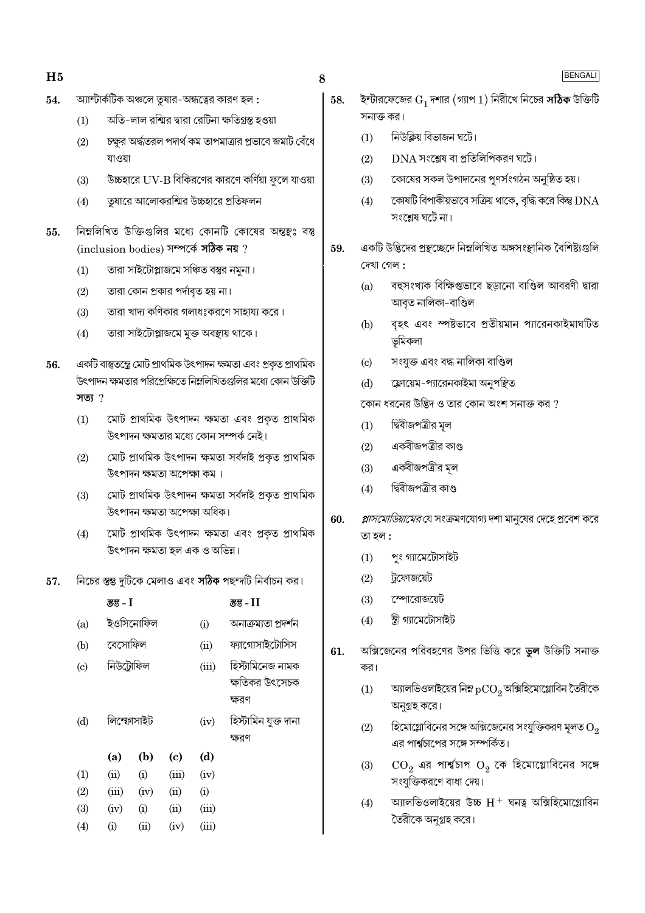54. অ্যান্টার্কটিক অঞ্চলে তুষার-অন্ধত্বের কারণ হল :

(1) অতি-লাল রশ্মির দ্বারা রেটিনা ক্ষতিগ্রস্ত হওয়া

(2) চক্ষুর অর্দ্ধতরল পদার্থ কম তাপমাত্রার প্রভাবে জমাট বেঁধে যাওয়া

(3) উচ্চহারে UV-B বিকিরণের কারণে কর্ণিয়া ফুলে যাওয়া

(4) তুষারে আলোকরশ্মির উচ্চহারে প্রতিফলন

55. নিম্নলিখিত উক্তিগুলির মধ্যে কোনটি কোষের অন্তঃস্থ বস্তু (inclusion bodies) সম্পর্কে **সঠিক নয়** ?

(1) তারা সাইটোপ্লাজমে সঞ্চিত বস্তুর নমুনা।

(2) তারা কোন প্রকার পর্দাবৃত হয় না।

(3) তারা খাদ্য কণিকার গলাধঃকরণে সাহায্য করে।

(4) তারা সাইটোপ্লাজমে মুক্ত অবস্থায় থাকে।

56. একটি বাস্তুতন্ত্রে মোট প্রাথমিক উৎপাদন ক্ষমতা এবং প্রকৃত প্রাথমিক উৎপাদন ক্ষমতার পরিপ্রেক্ষিতে নিম্নলিখিতগুলির মধ্যে কোন উক্তিটি **সত্য** ?

(1) মোট প্রাথমিক উৎপাদন ক্ষমতা এবং প্রকৃত প্রাথমিক উৎপাদন ক্ষমতার মধ্যে কোন সম্পর্ক নেই।

(2) মোট প্রাথমিক উৎপাদন ক্ষমতা সর্বদাই প্রকৃত প্রাথমিক উৎপাদন ক্ষমতা অপেক্ষা কম ।

(3) মোট প্রাথমিক উৎপাদন ক্ষমতা সর্বদাই প্রকৃত প্রাথমিক উৎপাদন ক্ষমতা অপেক্ষা অধিক।

(4) মোট প্রাথমিক উৎপাদন ক্ষমতা এবং প্রকৃত প্রাথমিক উৎপাদন ক্ষমতা হল এক ও অভিন্ন।

57. নিচের স্তম্ভ দুটিকে মেলাও এবং **সঠিক** পছন্দটি নির্বাচন কর।

| | স্তম্ভ - I | | স্তম্ভ - II |
|---|---|---|---|
| (a) | ইওসিনোফিল | (i) | অনাক্রম্যতা প্রদর্শন |
| (b) | বেসোফিল | (ii) | ফ্যাগোসাইটোসিস |
| (c) | নিউট্রোফিল | (iii) | হিস্টামিনেজ নামক ক্ষতিকর উৎসেচক ক্ষরণ |
| (d) | লিম্ফোসাইট | (iv) | হিস্টামিন যুক্ত দানা ক্ষরণ |

| | (a) | (b) | (c) | (d) |
|---|---|---|---|---|
| (1) | (ii) | (i) | (iii) | (iv) |
| (2) | (iii) | (iv) | (ii) | (i) |
| (3) | (iv) | (i) | (ii) | (iii) |
| (4) | (i) | (ii) | (iv) | (iii) |

58. ইন্টারফেজের $G_1$ দশার (গ্যাপ 1) নিরীখে নিচের **সঠিক** উক্তিটি সনাক্ত কর।

(1) নিউক্লিয় বিভাজন ঘটে।

(2) DNA সংশ্লেষ বা প্রতিলিপিকরণ ঘটে।

(3) কোষের সকল উপাদানের পুণর্সংগঠন অনুষ্ঠিত হয়।

(4) কোষটি বিপাকীয়ভাবে সক্রিয় থাকে, বৃদ্ধি করে কিন্তু DNA সংশ্লেষ ঘটে না।

59. একটি উদ্ভিদের প্রস্থচ্ছেদে নিম্নলিখিত অঙ্গসংস্থানিক বৈশিষ্ট্যগুলি দেখা গেল :

(a) বহুসংখ্যক বিক্ষিপ্তভাবে ছড়ানো বাণ্ডিল আবরণী দ্বারা আবৃত নালিকা-বাণ্ডিল

(b) বৃহৎ এবং স্পষ্টভাবে প্রতীয়মান প্যারেনকাইমাঘটিত ভূমিকলা

(c) সংযুক্ত এবং বদ্ধ নালিকা বাণ্ডিল

(d) ফ্লোয়েম-প্যারেনকাইমা অনুপস্থিত

কোন ধরনের উদ্ভিদ ও তার কোন অংশ সনাক্ত কর ?

(1) দ্বিবীজপত্রীর মূল

(2) একবীজপত্রীর কাণ্ড

(3) একবীজপত্রীর মূল

(4) দ্বিবীজপত্রীর কাণ্ড

60. *প্লাসমোডিয়ামের* যে সংক্রমণযোগ্য দশা মানুষের দেহে প্রবেশ করে তা হল :

(1) পুং গ্যামেটোসাইট

(2) ট্রফোজয়েট

(3) স্পোরোজয়েট

(4) স্ত্রী গ্যামেটোসাইট

61. অক্সিজেনের পরিবহণের উপর ভিত্তি করে **ভুল** উক্তিটি সনাক্ত কর।

(1) অ্যালভিওলাইয়ের নিম্ন $pCO_2$ অক্সিহিমোগ্লোবিন তৈরীকে অনুগ্রহ করে।

(2) হিমোগ্লোবিনের সঙ্গে অক্সিজেনের সংযুক্তিকরণ মূলত $O_2$ এর পার্শ্বচাপের সঙ্গে সম্পর্কিত।

(3) $CO_2$ এর পার্শ্বচাপ $O_2$ কে হিমোগ্লোবিনের সঙ্গে সংযুক্তিকরণে বাধা দেয়।

(4) অ্যালভিওলাইয়ের উচ্চ $H^+$ ঘনত্ব অক্সিহিমোগ্লোবিন তৈরীকে অনুগ্রহ করে।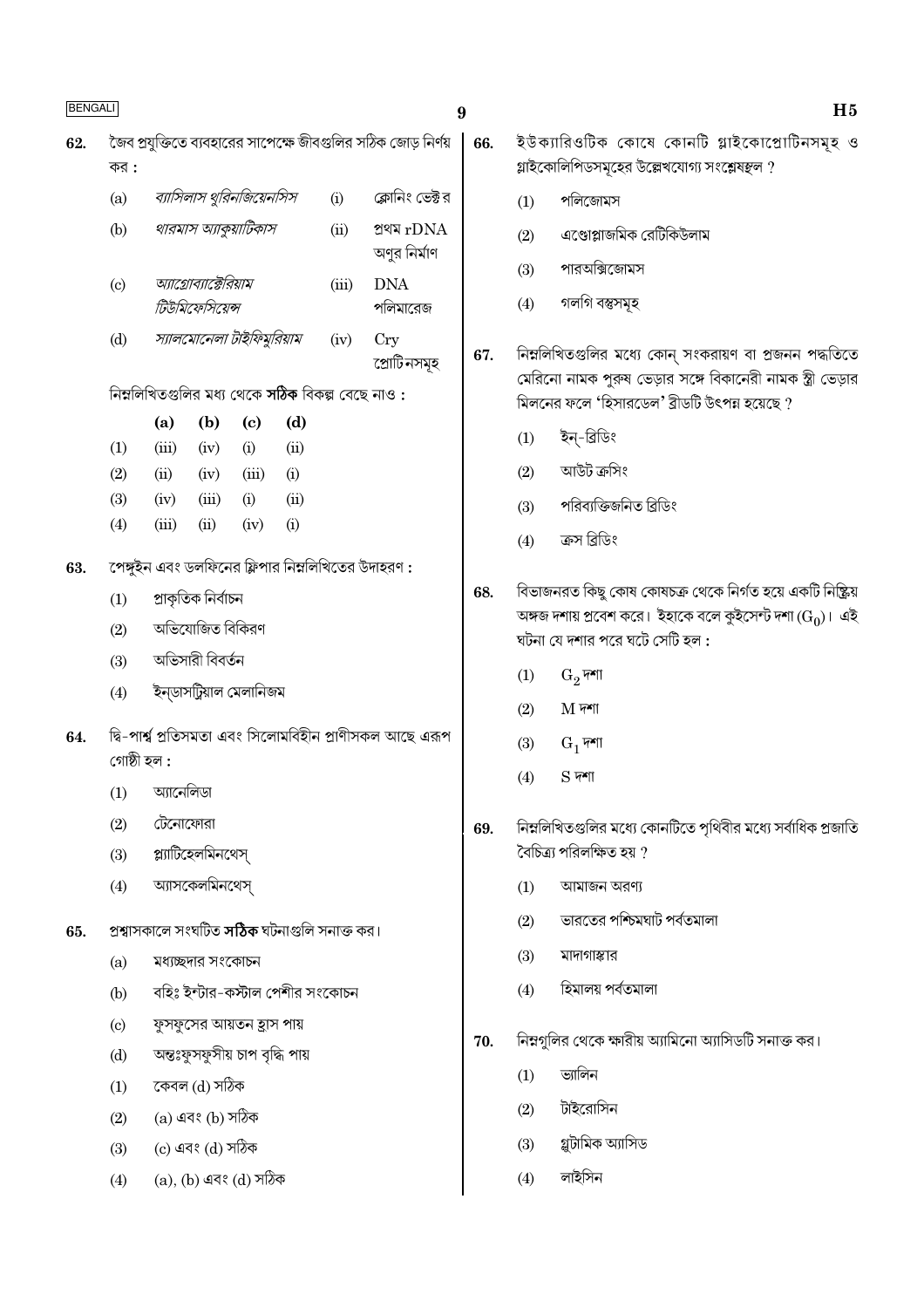62. জৈব প্রযুক্তিতে ব্যবহারের সাপেক্ষে জীবগুলির সঠিক জোড় নির্ণয় কর :

| | | | |
|---|---|---|---|
| (a) | *ব্যাসিলাস থুরিনজিয়েনসিস* | (i) | ক্লোনিং ভেক্টর |
| (b) | *থারমাস অ্যাকুয়াটিকাস* | (ii) | প্রথম rDNA অণুর নির্মাণ |
| (c) | *অ্যাগ্রোব্যাক্টেরিয়াম টিউমিফেসিয়েন্স* | (iii) | DNA পলিমারেজ |
| (d) | *স্যালমোনেলা টাইফিমুরিয়াম* | (iv) | Cry প্রোটিনসমূহ |

নিম্নলিখিতগুলির মধ্য থেকে **সঠিক** বিকল্প বেছে নাও :

| | (a) | (b) | (c) | (d) |
|---|---|---|---|---|
| (1) | (iii) | (iv) | (i) | (ii) |
| (2) | (ii) | (iv) | (iii) | (i) |
| (3) | (iv) | (iii) | (i) | (ii) |
| (4) | (iii) | (ii) | (iv) | (i) |

63. পেঙ্গুইন এবং ডলফিনের ফ্লিপার নিম্নলিখিতের উদাহরণ :

(1) প্রাকৃতিক নির্বাচন

(2) অভিযোজিত বিকিরণ

(3) অভিসারী বিবর্তন

(4) ইন্ডাসট্রিয়াল মেলানিজম

64. দ্বি-পার্শ্ব প্রতিসমতা এবং সিলোমবিহীন প্রাণীসকল আছে এরূপ গোষ্ঠী হল :

(1) অ্যানেলিডা

(2) টেনোফোরা

(3) প্ল্যাটিহেলমিনথেস্

(4) অ্যাসকেলমিনথেস্

65. প্রশ্বাসকালে সংঘটিত **সঠিক** ঘটনাগুলি সনাক্ত কর।

(a) মধ্যচ্ছদার সংকোচন

(b) বহিঃ ইন্টার-কস্টাল পেশীর সংকোচন

(c) ফুসফুসের আয়তন হ্রাস পায়

(d) অন্তঃফুসফুসীয় চাপ বৃদ্ধি পায়

(1) কেবল (d) সঠিক

(2) (a) এবং (b) সঠিক

(3) (c) এবং (d) সঠিক

(4) (a), (b) এবং (d) সঠিক

66. ইউক্যারিওটিক কোষে কোনটি গ্লাইকোপ্রোটিনসমূহ ও গ্লাইকোলিপিডসমূহের উল্লেখযোগ্য সংশ্লেষস্থল ?

(1) পলিজোমস

(2) এণ্ডোপ্লাজমিক রেটিকিউলাম

(3) পারঅক্সিজোমস

(4) গলগি বস্তুসমূহ

67. নিম্নলিখিতগুলির মধ্যে কোন্ সংকরায়ণ বা প্রজনন পদ্ধতিতে মেরিনো নামক পুরুষ ভেড়ার সঙ্গে বিকানেরী নামক স্ত্রী ভেড়ার মিলনের ফলে 'হিসারডেল' ব্রীডটি উৎপন্ন হয়েছে ?

(1) ইন্-ব্রিডিং

(2) আউট ক্রসিং

(3) পরিব্যক্তিজনিত ব্রিডিং

(4) ক্রস ব্রিডিং

68. বিভাজনরত কিছু কোষ কোষচক্র থেকে নির্গত হয়ে একটি নিষ্ক্রিয় অঙ্গজ দশায় প্রবেশ করে। ইহাকে বলে কুইসেন্ট দশা $(G_0)$। এই ঘটনা যে দশার পরে ঘটে সেটি হল :

(1) $G_2$ দশা

(2) M দশা

(3) $G_1$ দশা

(4) S দশা

69. নিম্নলিখিতগুলির মধ্যে কোনটিতে পৃথিবীর মধ্যে সর্বাধিক প্রজাতি বৈচিত্র্য পরিলক্ষিত হয় ?

(1) আমাজন অরণ্য

(2) ভারতের পশ্চিমঘাট পর্বতমালা

(3) মাদাগাস্কার

(4) হিমালয় পর্বতমালা

70. নিম্নগুলির থেকে ক্ষারীয় অ্যামিনো অ্যাসিডটি সনাক্ত কর।

(1) ভ্যালিন

(2) টাইরোসিন

(3) গ্লুটামিক অ্যাসিড

(4) লাইসিন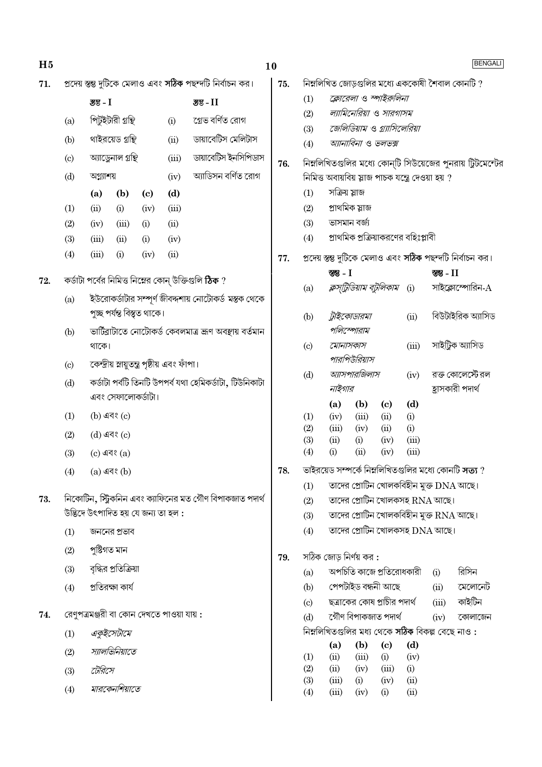**71.** প্রদেয় স্তম্ভ দুটিকে মেলাও এবং **সঠিক** পছন্দটি নির্বাচন কর।

| | স্তম্ভ - I | | স্তম্ভ - II |
|---|---|---|---|
| (a) | পিটুইটারী গ্রন্থি | (i) | গ্রেভ বর্ণিত রোগ |
| (b) | থাইরয়েড গ্রন্থি | (ii) | ডায়াবেটিস মেলিটাস |
| (c) | অ্যাড্রেনাল গ্রন্থি | (iii) | ডায়াবেটিস ইনসিপিডাস |
| (d) | অগ্ন্যাশয় | (iv) | অ্যাডিসন বর্ণিত রোগ |

| | (a) | (b) | (c) | (d) |
|---|---|---|---|---|
| (1) | (ii) | (i) | (iv) | (iii) |
| (2) | (iv) | (iii) | (i) | (ii) |
| (3) | (iii) | (ii) | (i) | (iv) |
| (4) | (iii) | (i) | (iv) | (ii) |

**72.** কর্ডাটা পর্বের নিমিত্ত নিম্নের কোন্ উক্তিগুলি **ঠিক** ?

(a) ইউরোকর্ডাটার সম্পূর্ণ জীবদ্দশায় নোটোকর্ড মস্তক থেকে পুচ্ছ পর্যন্ত বিস্তৃত থাকে।

(b) ভার্টিব্রাটাতে নোটোকর্ড কেবলমাত্র ভ্রূণ অবস্থায় বর্তমান থাকে।

(c) কেন্দ্রীয় স্নায়ুতন্ত্র পৃষ্ঠীয় এবং ফাঁপা।

(d) কর্ডাটা পর্বটি তিনটি উপপর্ব যথা হেমিকর্ডাটা, টিউনিকাটা এবং সেফালোকর্ডাটা।

(1) (b) এবং (c)

(2) (d) এবং (c)

(3) (c) এবং (a)

(4) (a) এবং (b)

**73.** নিকোটিন, স্ট্রিকনিন এবং ক্যাফিনের মত গৌণ বিপাকজাত পদার্থ উদ্ভিদে উৎপাদিত হয় যে জন্য তা হল :

(1) জননের প্রভাব

(2) পুষ্টিগত মান

(3) বৃদ্ধির প্রতিক্রিয়া

(4) প্রতিরক্ষা কার্য

**74.** রেণুপত্রমঞ্জরী বা কোন দেখতে পাওয়া যায় :

(1) *একুইসেটামে*

(2) *স্যালভিনিয়াতে*

(3) *টেরিসে*

(4) *মারকেনশিয়াতে*

**75.** নিম্নলিখিত জোড়গুলির মধ্যে এককোষী শৈবাল কোনটি ?

(1) *ক্লোরেলা ও স্পাইরুলিনা*

(2) *ল্যামিনেরিয়া ও সারগাসম*

(3) *জেলিডিয়াম ও গ্র্যাসিলেরিয়া*

(4) *অ্যানাবিনা ও ভলভক্স*

**76.** নিম্নলিখিতগুলির মধ্যে কোন্টি সিউয়েজের পুনরায় ট্রিটমেন্টের নিমিত্ত অবায়বিয় স্লাজ পাচক যন্ত্রে দেওয়া হয় ?

(1) সক্রিয় স্লাজ

(2) প্রাথমিক স্লাজ

(3) ভাসমান বর্জ্য

(4) প্রাথমিক প্রক্রিয়াকরণের বহিঃপ্লাবী

**77.** প্রদেয় স্তম্ভ দুটিকে মেলাও এবং **সঠিক** পছন্দটি নির্বাচন কর।

| | স্তম্ভ - I | | স্তম্ভ - II |
|---|---|---|---|
| (a) | *ক্লস্ট্রিডিয়াম বটুলিকাম* | (i) | সাইক্লোস্পোরিন-A |
| (b) | *ট্রাইকোডারমা পলিস্পোরাম* | (ii) | বিউটাইরিক অ্যাসিড |
| (c) | *মোনাসকাস পারপিউরিয়াস* | (iii) | সাইট্রিক অ্যাসিড |
| (d) | *অ্যাসপারজিলাস নাইগার* | (iv) | রক্ত কোলেস্টেরল হ্রাসকারী পদার্থ |

| | (a) | (b) | (c) | (d) |
|---|---|---|---|---|
| (1) | (iv) | (iii) | (ii) | (i) |
| (2) | (iii) | (iv) | (ii) | (i) |
| (3) | (ii) | (i) | (iv) | (iii) |
| (4) | (i) | (ii) | (iv) | (iii) |

**78.** ভাইরয়েড সম্পর্কে নিম্নলিখিতগুলির মধ্যে কোনটি **সত্য** ?

(1) তাদের প্রোটিন খোলকবিহীন মুক্ত DNA আছে।

(2) তাদের প্রোটিন খোলকসহ RNA আছে।

(3) তাদের প্রোটিন খোলকবিহীন মুক্ত RNA আছে।

(4) তাদের প্রোটিন খোলকসহ DNA আছে।

**79.** সঠিক জোড় নির্ণয় কর :

| | | | |
|---|---|---|---|
| (a) | অপচিতি কাজে প্রতিরোধকারী | (i) | রিসিন |
| (b) | পেপটাইড বন্ধনী আছে | (ii) | মেলোনেট |
| (c) | ছত্রাকের কোষ প্রাচীর পদার্থ | (iii) | কাইটিন |
| (d) | গৌণ বিপাকজাত পদার্থ | (iv) | কোলাজেন |

নিম্নলিখিতগুলির মধ্য থেকে **সঠিক** বিকল্প বেছে নাও :

| | (a) | (b) | (c) | (d) |
|---|---|---|---|---|
| (1) | (ii) | (iii) | (i) | (iv) |
| (2) | (ii) | (iv) | (iii) | (i) |
| (3) | (iii) | (i) | (iv) | (ii) |
| (4) | (iii) | (iv) | (i) | (ii) |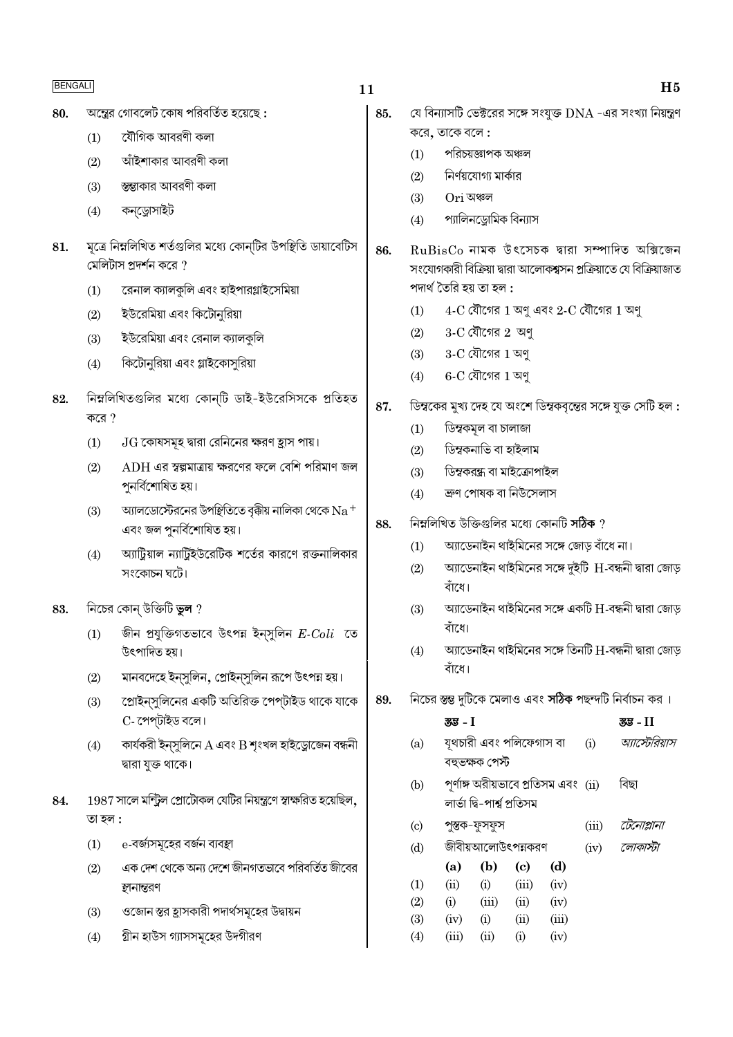80. অন্ত্রের গোবলেট কোষ পরিবর্তিত হয়েছে :

(1) যৌগিক আবরণী কলা

(2) আঁইশাকার আবরণী কলা

(3) স্তম্ভাকার আবরণী কলা

(4) কন্ড্রোসাইট

81. মূত্রে নিম্নলিখিত শর্তগুলির মধ্যে কোন্‌টির উপস্থিতি ডায়াবেটিস মেলিটাস প্রদর্শন করে ?

(1) রেনাল ক্যালকুলি এবং হাইপারগ্লাইসেমিয়া

(2) ইউরেমিয়া এবং কিটোনুরিয়া

(3) ইউরেমিয়া এবং রেনাল ক্যালকুলি

(4) কিটোনুরিয়া এবং গ্লাইকোসুরিয়া

82. নিম্নলিখিতগুলির মধ্যে কোন্‌টি ডাই-ইউরেসিসকে প্রতিহত করে ?

(1) JG কোষসমূহ দ্বারা রেনিনের ক্ষরণ হ্রাস পায়।

(2) ADH এর স্বল্পমাত্রায় ক্ষরণের ফলে বেশি পরিমাণ জল পুনর্বিশোষিত হয়।

(3) অ্যালডোস্টেরনের উপস্থিতিতে বৃক্কীয় নালিকা থেকে $Na^+$ এবং জল পুনর্বিশোষিত হয়।

(4) অ্যাট্রিয়াল ন্যাট্রিইউরেটিক শর্তের কারণে রক্তনালিকার সংকোচন ঘটে।

83. নিচের কোন্ উক্তিটি **ভুল** ?

(1) জীন প্রযুক্তিগতভাবে উৎপন্ন ইন্সুলিন *E-Coli* তে উৎপাদিত হয়।

(2) মানবদেহে ইন্সুলিন, প্রোইন্সুলিন রূপে উৎপন্ন হয়।

(3) প্রোইন্সুলিনের একটি অতিরিক্ত পেপ্‌টাইড থাকে যাকে C-পেপ্‌টাইড বলে।

(4) কার্যকরী ইন্সুলিনে A এবং B শৃংখল হাইড্রোজেন বন্ধনী দ্বারা যুক্ত থাকে।

84. 1987 সালে মন্ট্রিল প্রোটোকল যেটির নিয়ন্ত্রণে স্বাক্ষরিত হয়েছিল, তা হল :

(1) e-বর্জ্যসমূহের বর্জন ব্যবস্থা

(2) এক দেশ থেকে অন্য দেশে জীনগতভাবে পরিবর্তিত জীবের স্থানান্তরণ

(3) ওজোন স্তর হ্রাসকারী পদার্থসমূহের উদ্বায়ন

(4) গ্রীন হাউস গ্যাসসমূহের উদগীরণ

85. যে বিন্যাসটি ভেক্টরের সঙ্গে সংযুক্ত DNA -এর সংখ্যা নিয়ন্ত্রণ করে, তাকে বলে :

(1) পরিচয়জ্ঞাপক অঞ্চল

(2) নির্ণয়যোগ্য মার্কার

(3) Ori অঞ্চল

(4) প্যালিনড্রোমিক বিন্যাস

86. RuBisCo নামক উৎসেচক দ্বারা সম্পাদিত অক্সিজেন সংযোগকারী বিক্রিয়া দ্বারা আলোকশ্বসন প্রক্রিয়াতে যে বিক্রিয়াজাত পদার্থ তৈরি হয় তা হল :

(1) 4-C যৌগের 1 অণু এবং 2-C যৌগের 1 অণু

(2) 3-C যৌগের 2 অণু

(3) 3-C যৌগের 1 অণু

(4) 6-C যৌগের 1 অণু

87. ডিম্বকের মুখ্য দেহ যে অংশে ডিম্বকবৃন্তের সঙ্গে যুক্ত সেটি হল :

(1) ডিম্বকমূল বা চালাজা

(2) ডিম্বকনাভি বা হাইলাম

(3) ডিম্বকরন্ধ্র বা মাইক্রোপাইল

(4) ভ্রূণ পোষক বা নিউসেলাস

88. নিম্নলিখিত উক্তিগুলির মধ্যে কোনটি **সঠিক** ?

(1) অ্যাডেনাইন থাইমিনের সঙ্গে জোড় বাঁধে না।

(2) অ্যাডেনাইন থাইমিনের সঙ্গে দুইটি H-বন্ধনী দ্বারা জোড় বাঁধে।

(3) অ্যাডেনাইন থাইমিনের সঙ্গে একটি H-বন্ধনী দ্বারা জোড় বাঁধে।

(4) অ্যাডেনাইন থাইমিনের সঙ্গে তিনটি H-বন্ধনী দ্বারা জোড় বাঁধে।

89. নিচের স্তম্ভ দুটিকে মেলাও এবং **সঠিক** পছন্দটি নির্বাচন কর ।

| | **স্তম্ভ - I** | | **স্তম্ভ - II** |
|---|---|---|---|
| (a) | যূথচারী এবং পলিফেগাস বা বহুভক্ষক পেস্ট | (i) | *অ্যাস্টেরিয়াস* |
| (b) | পূর্ণাঙ্গ অরীয়ভাবে প্রতিসম এবং লার্ভা দ্বি-পার্শ্ব প্রতিসম | (ii) | বিছা |
| (c) | পুস্তক-ফুসফুস | (iii) | *টেনোপ্লানা* |
| (d) | জীবীয়আলোউৎপন্নকরণ | (iv) | *লোকাস্টা* |

| | (a) | (b) | (c) | (d) |
|---|---|---|---|---|
| (1) | (ii) | (i) | (iii) | (iv) |
| (2) | (i) | (iii) | (ii) | (iv) |
| (3) | (iv) | (i) | (ii) | (iii) |
| (4) | (iii) | (ii) | (i) | (iv) |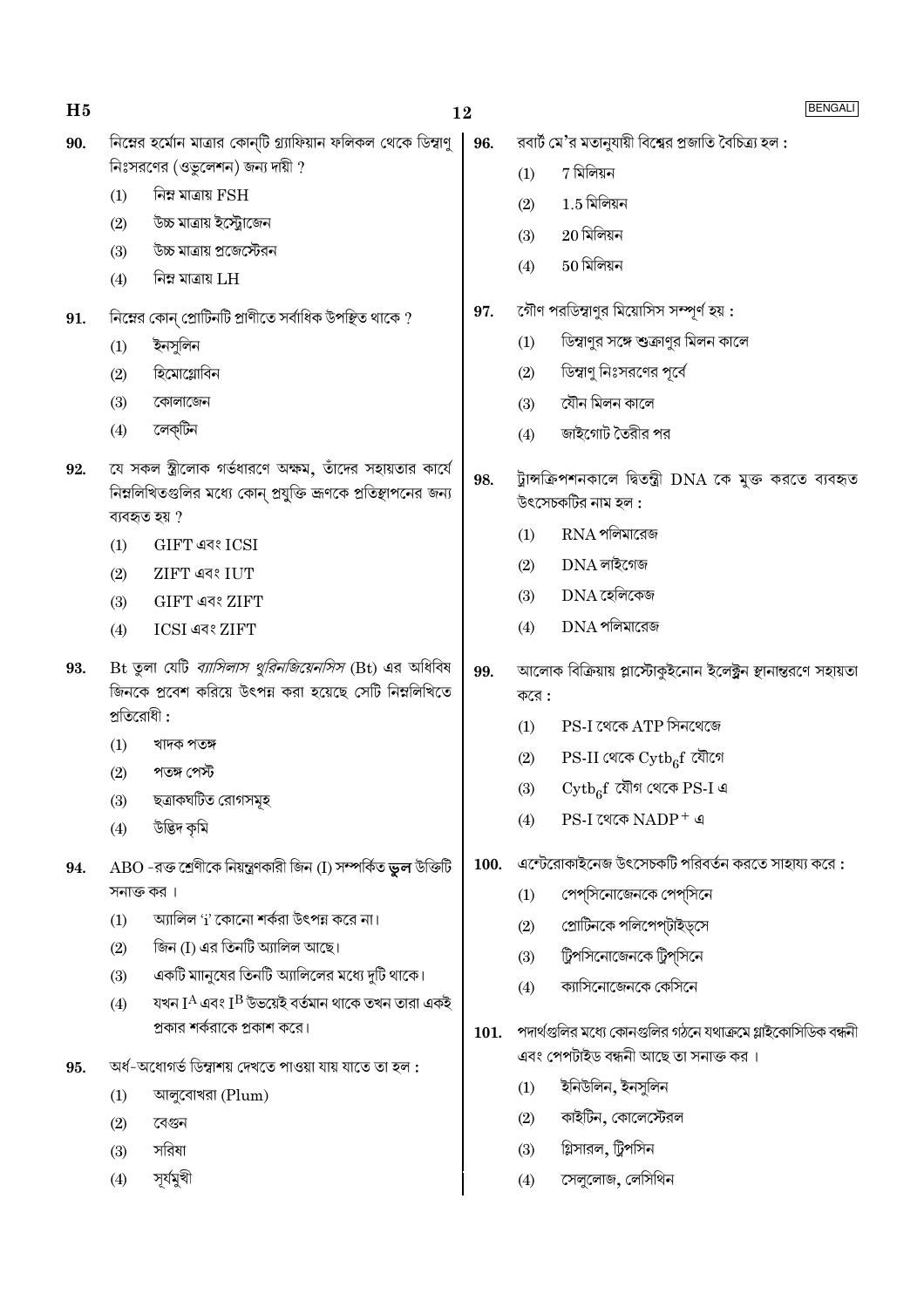90. নিম্নের হর্মোন মাত্রার কোন্‌টি গ্র্যাফিয়ান ফলিকল থেকে ডিম্বাণু নিঃসরণের (ওভুলেশন) জন্য দায়ী ?

(1) নিম্ন মাত্রায় FSH
(2) উচ্চ মাত্রায় ইস্ট্রোজেন
(3) উচ্চ মাত্রায় প্রজেস্টেরন
(4) নিম্ন মাত্রায় LH

91. নিম্নের কোন্ প্রোটিনটি প্রাণীতে সর্বাধিক উপস্থিত থাকে ?

(1) ইনসুলিন
(2) হিমোগ্লোবিন
(3) কোলাজেন
(4) লেক্‌টিন

92. যে সকল স্ত্রীলোক গর্ভধারণে অক্ষম, তাঁদের সহায়তার কার্যে নিম্নলিখিতগুলির মধ্যে কোন্ প্রযুক্তি ভ্রূণকে প্রতিস্থাপনের জন্য ব্যবহৃত হয় ?

(1) GIFT এবং ICSI
(2) ZIFT এবং IUT
(3) GIFT এবং ZIFT
(4) ICSI এবং ZIFT

93. Bt তুলা যেটি *ব্যাসিলাস থুরিনজিয়েনসিস* (Bt) এর অধিবিষ জিনকে প্রবেশ করিয়ে উৎপন্ন করা হয়েছে সেটি নিম্নলিখিতে প্রতিরোধী :

(1) খাদক পতঙ্গ
(2) পতঙ্গ পেস্ট
(3) ছত্রাকঘটিত রোগসমূহ
(4) উদ্ভিদ কৃমি

94. ABO -রক্ত শ্রেণীকে নিয়ন্ত্রণকারী জিন (I) সম্পর্কিত **ভুল** উক্তিটি সনাক্ত কর ।

(1) অ্যালিল 'i' কোনো শর্করা উৎপন্ন করে না।
(2) জিন (I) এর তিনটি অ্যালিল আছে।
(3) একটি মানুষের তিনটি অ্যালিলের মধ্যে দুটি থাকে।
(4) যখন $I^A$ এবং $I^B$ উভয়েই বর্তমান থাকে তখন তারা একই প্রকার শর্করাকে প্রকাশ করে।

95. অর্ধ-অধোগর্ভ ডিম্বাশয় দেখতে পাওয়া যায় যাতে তা হল :

(1) আলুবোখরা (Plum)
(2) বেগুন
(3) সরিষা
(4) সূর্যমুখী

96. রবার্ট মে'র মতানুযায়ী বিশ্বের প্রজাতি বৈচিত্র্য হল :

(1) 7 মিলিয়ন
(2) 1.5 মিলিয়ন
(3) 20 মিলিয়ন
(4) 50 মিলিয়ন

97. গৌণ পরডিম্বাণুর মিয়োসিস সম্পূর্ণ হয় :

(1) ডিম্বাণুর সঙ্গে শুক্রাণুর মিলন কালে
(2) ডিম্বাণু নিঃসরণের পূর্বে
(3) যৌন মিলন কালে
(4) জাইগোট তৈরীর পর

98. ট্রান্সক্রিপশনকালে দ্বিতন্ত্রী DNA কে মুক্ত করতে ব্যবহৃত উৎসেচকটির নাম হল :

(1) RNA পলিমারেজ
(2) DNA লাইগেজ
(3) DNA হেলিকেজ
(4) DNA পলিমারেজ

99. আলোক বিক্রিয়ায় প্লাস্টোকুইনোন ইলেক্ট্রন স্থানান্তরণে সহায়তা করে :

(1) PS-I থেকে ATP সিনথেজে
(2) PS-II থেকে $Cytb_6f$ যৌগে
(3) $Cytb_6f$ যৌগ থেকে PS-I এ
(4) PS-I থেকে $NADP^+$ এ

100. এন্টেরোকাইনেজ উৎসেচকটি পরিবর্তন করতে সাহায্য করে :

(1) পেপ্‌সিনোজেনকে পেপ্‌সিনে
(2) প্রোটিনকে পলিপেপ্‌টাইড্‌সে
(3) ট্রিপসিনোজেনকে ট্রিপ্‌সিনে
(4) ক্যাসিনোজেনকে কেসিনে

101. পদার্থগুলির মধ্যে কোনগুলির গঠনে যথাক্রমে গ্লাইকোসিডিক বন্ধনী এবং পেপটাইড বন্ধনী আছে তা সনাক্ত কর ।

(1) ইনিউলিন, ইনসুলিন
(2) কাইটিন, কোলেস্টেরল
(3) গ্লিসারল, ট্রিপসিন
(4) সেলুলোজ, লেসিথিন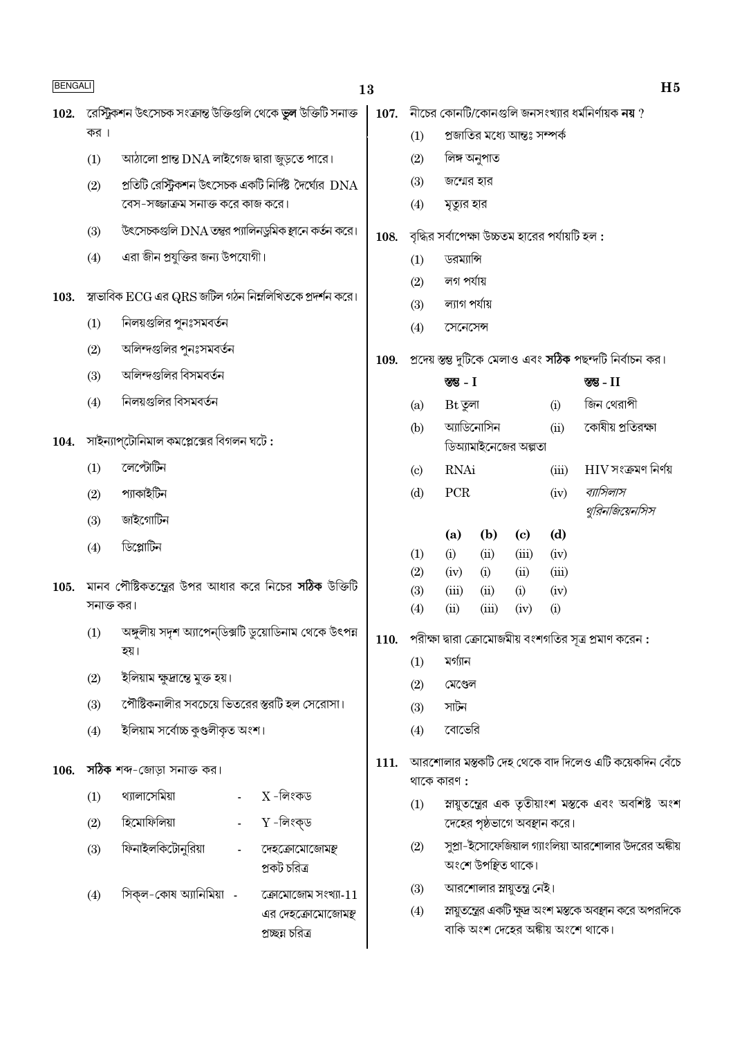**102.** রেস্ট্রিকশন উৎসেচক সংক্রান্ত উক্তিগুলি থেকে **ভুল** উক্তিটি সনাক্ত কর।

(1) আঠালো প্রান্ত DNA লাইগেজ দ্বারা জুড়তে পারে।

(2) প্রতিটি রেস্ট্রিকশন উৎসেচক একটি নির্দিষ্ট দৈর্ঘ্যের DNA বেস-সজ্জাক্রম সনাক্ত করে কাজ করে।

(3) উৎসেচকগুলি DNA তন্তুর প্যালিনড্রমিক স্থানে কর্তন করে।

(4) এরা জীন প্রযুক্তির জন্য উপযোগী।

**103.** স্বাভাবিক ECG এর QRS জটিল গঠন নিম্নলিখিতকে প্রদর্শন করে।

(1) নিলয়গুলির পুনঃসমবর্তন

(2) অলিন্দগুলির পুনঃসমবর্তন

(3) অলিন্দগুলির বিসমবর্তন

(4) নিলয়গুলির বিসমবর্তন

**104.** সাইন্যাপ্টোনিমাল কমপ্লেক্সের বিগলন ঘটে :

(1) লেপ্টোটিন

(2) প্যাকাইটিন

(3) জাইগোটিন

(4) ডিপ্লোটিন

**105.** মানব পৌষ্টিকতন্ত্রের উপর আধার করে নিচের **সঠিক** উক্তিটি সনাক্ত কর।

(1) অঙ্গুলীয় সদৃশ অ্যাপেন্‌ডিক্সটি ডুয়োডিনাম থেকে উৎপন্ন হয়।

(2) ইলিয়াম ক্ষুদ্রান্তে মুক্ত হয়।

(3) পৌষ্টিকনালীর সবচেয়ে ভিতরের স্তরটি হল সেরোসা।

(4) ইলিয়াম সর্বোচ্চ কুণ্ডলীকৃত অংশ।

**106.** **সঠিক** শব্দ-জোড়া সনাক্ত কর।

(1) থ্যালাসেমিয়া - X-লিংকড

(2) হিমোফিলিয়া - Y-লিংক্‌ড

(3) ফিনাইলকিটোনুরিয়া - দেহক্রোমোজোমস্থ প্রকট চরিত্র

(4) সিক্‌ল-কোষ অ্যানিমিয়া - ক্রোমোজোম সংখ্যা-11 এর দেহক্রোমোজোমস্থ প্রচ্ছন্ন চরিত্র

**107.** নীচের কোনটি/কোনগুলি জনসংখ্যার ধর্মনির্ণায়ক **নয়** ?

(1) প্রজাতির মধ্যে আন্তঃ সম্পর্ক

(2) লিঙ্গ অনুপাত

(3) জন্মের হার

(4) মৃত্যুর হার

**108.** বৃদ্ধির সর্বাপেক্ষা উচ্চতম হারের পর্যায়টি হল :

(1) ডরম্যান্সি

(2) লগ পর্যায়

(3) ল্যাগ পর্যায়

(4) সেনেসেন্স

**109.** প্রদেয় স্তম্ভ দুটিকে মেলাও এবং **সঠিক** পছন্দটি নির্বাচন কর।

| | স্তম্ভ - I | | স্তম্ভ - II |
|---|---|---|---|
| (a) | Bt তুলা | (i) | জিন থেরাপী |
| (b) | অ্যাডিনোসিন ডিঅ্যামাইনেজের অল্পতা | (ii) | কোষীয় প্রতিরক্ষা |
| (c) | RNAi | (iii) | HIV সংক্রমণ নির্ণয় |
| (d) | PCR | (iv) | *ব্যাসিলাস থুরিনজিয়েনসিস* |

| | (a) | (b) | (c) | (d) |
|---|---|---|---|---|
| (1) | (i) | (ii) | (iii) | (iv) |
| (2) | (iv) | (i) | (ii) | (iii) |
| (3) | (iii) | (ii) | (i) | (iv) |
| (4) | (ii) | (iii) | (iv) | (i) |

**110.** পরীক্ষা দ্বারা ক্রোমোজমীয় বংশগতির সূত্র প্রমাণ করেন :

(1) মর্গ্যান

(2) মেণ্ডেল

(3) সাটন

(4) বোভেরি

**111.** আরশোলার মস্তকটি দেহ থেকে বাদ দিলেও এটি কয়েকদিন বেঁচে থাকে কারণ :

(1) স্নায়ুতন্ত্রের এক তৃতীয়াংশ মস্তকে এবং অবশিষ্ট অংশ দেহের পৃষ্ঠভাগে অবস্থান করে।

(2) সুপ্রা-ইসোফেজিয়াল গ্যাংলিয়া আরশোলার উদরের অঙ্কীয় অংশে উপস্থিত থাকে।

(3) আরশোলার স্নায়ুতন্ত্র নেই।

(4) স্নায়ুতন্ত্রের একটি ক্ষুদ্র অংশ মস্তকে অবস্থান করে অপরদিকে বাকি অংশ দেহের অঙ্কীয় অংশে থাকে।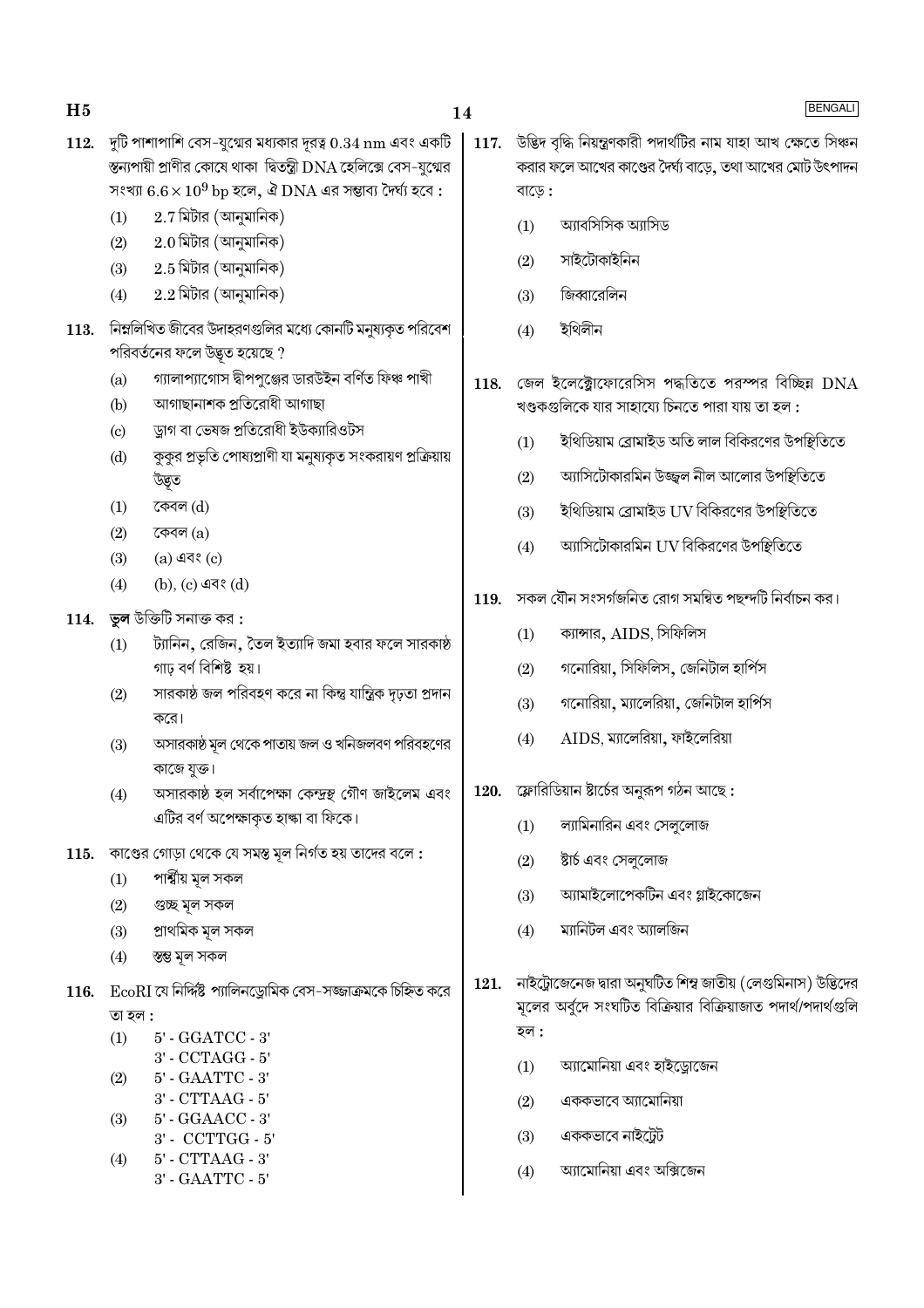112. দুটি পাশাপাশি বেস-যুগ্মের মধ্যকার দূরত্ব 0.34 nm এবং একটি স্তন্যপায়ী প্রাণীর কোষে থাকা দ্বিতন্ত্রী DNA হেলিক্সে বেস-যুগ্মের সংখ্যা $6.6 \times 10^9$ bp হলে, ঐ DNA এর সম্ভাব্য দৈর্ঘ্য হবে :

(1) 2.7 মিটার (আনুমানিক)
(2) 2.0 মিটার (আনুমানিক)
(3) 2.5 মিটার (আনুমানিক)
(4) 2.2 মিটার (আনুমানিক)

113. নিম্নলিখিত জীবের উদাহরণগুলির মধ্যে কোনটি মনুষ্যকৃত পরিবেশ পরিবর্তনের ফলে উদ্ভূত হয়েছে ?

(a) গ্যালাপ্যাগোস দ্বীপপুঞ্জের ডারউইন বর্ণিত ফিঞ্চ পাখী
(b) আগাছানাশক প্রতিরোধী আগাছা
(c) ড্রাগ বা ভেষজ প্রতিরোধী ইউক্যারিওটস
(d) কুকুর প্রভৃতি পোষ্যপ্রাণী যা মনুষ্যকৃত সংকরায়ণ প্রক্রিয়ায় উদ্ভূত

(1) কেবল (d)
(2) কেবল (a)
(3) (a) এবং (c)
(4) (b), (c) এবং (d)

114. **ভুল** উক্তিটি সনাক্ত কর :

(1) ট্যানিন, রেজিন, তৈল ইত্যাদি জমা হবার ফলে সারকাষ্ঠ গাঢ় বর্ণ বিশিষ্ট হয়।
(2) সারকাষ্ঠ জল পরিবহণ করে না কিন্তু যান্ত্রিক দৃঢ়তা প্রদান করে।
(3) অসারকাষ্ঠ মূল থেকে পাতায় জল ও খনিজলবণ পরিবহণের কাজে যুক্ত।
(4) অসারকাষ্ঠ হল সর্বাপেক্ষা কেন্দ্রস্থ গৌণ জাইলেম এবং এটির বর্ণ অপেক্ষাকৃত হাল্কা বা ফিকে।

115. কাণ্ডের গোড়া থেকে যে সমস্ত মূল নির্গত হয় তাদের বলে :

(1) পার্শ্বীয় মূল সকল
(2) গুচ্ছ মূল সকল
(3) প্রাথমিক মূল সকল
(4) স্তম্ভ মূল সকল

116. EcoRI যে নির্দিষ্ট প্যালিনড্রোমিক বেস-সজ্জাক্রমকে চিহ্নিত করে তা হল :

(1) 5' - GGATCC - 3'
3' - CCTAGG - 5'
(2) 5' - GAATTC - 3'
3' - CTTAAG - 5'
(3) 5' - GGAACC - 3'
3' - CCTTGG - 5'
(4) 5' - CTTAAG - 3'
3' - GAATTC - 5'

117. উদ্ভিদ বৃদ্ধি নিয়ন্ত্রণকারী পদার্থটির নাম যাহা আখ ক্ষেতে সিঞ্চন করার ফলে আখের কাণ্ডের দৈর্ঘ্য বাড়ে, তথা আখের মোট উৎপাদন বাড়ে :

(1) অ্যাবসিসিক অ্যাসিড
(2) সাইটোকাইনিন
(3) জিব্বারেলিন
(4) ইথিলীন

118. জেল ইলেক্ট্রোফোরেসিস পদ্ধতিতে পরস্পর বিচ্ছিন্ন DNA খণ্ডকগুলিকে যার সাহায্যে চিনতে পারা যায় তা হল :

(1) ইথিডিয়াম ব্রোমাইড অতি লাল বিকিরণের উপস্থিতিতে
(2) অ্যাসিটোকারমিন উজ্জ্বল নীল আলোর উপস্থিতিতে
(3) ইথিডিয়াম ব্রোমাইড UV বিকিরণের উপস্থিতিতে
(4) অ্যাসিটোকারমিন UV বিকিরণের উপস্থিতিতে

119. সকল যৌন সংসর্গজনিত রোগ সমন্বিত পছন্দটি নির্বাচন কর।

(1) ক্যান্সার, AIDS, সিফিলিস
(2) গনোরিয়া, সিফিলিস, জেনিটাল হার্পিস
(3) গনোরিয়া, ম্যালেরিয়া, জেনিটাল হার্পিস
(4) AIDS, ম্যালেরিয়া, ফাইলেরিয়া

120. ফ্লোরিডিয়ান ষ্টার্চের অনুরূপ গঠন আছে :

(1) ল্যামিনারিন এবং সেলুলোজ
(2) ষ্টার্চ এবং সেলুলোজ
(3) অ্যামাইলোপেকটিন এবং গ্লাইকোজেন
(4) ম্যানিটল এবং অ্যালজিন

121. নাইট্রোজেনেজ দ্বারা অনুঘটিত শিম্ব জাতীয় (লেগুমিনাস) উদ্ভিদের মূলের অর্বুদে সংঘটিত বিক্রিয়ার বিক্রিয়াজাত পদার্থ/পদার্থগুলি হল :

(1) অ্যামোনিয়া এবং হাইড্রোজেন
(2) এককভাবে অ্যামোনিয়া
(3) এককভাবে নাইট্রেট
(4) অ্যামোনিয়া এবং অক্সিজেন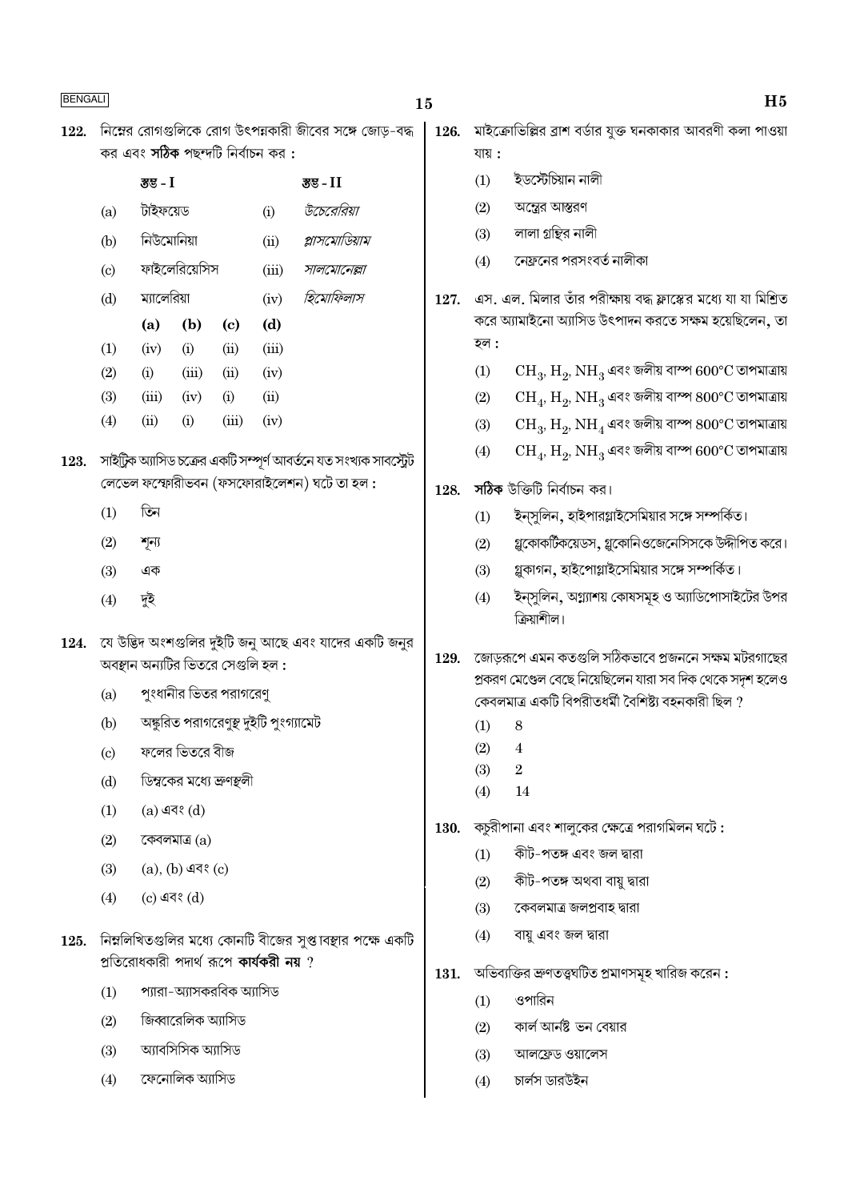122. নিম্নের রোগগুলিকে রোগ উৎপন্নকারী জীবের সঙ্গে জোড়-বদ্ধ কর এবং **সঠিক** পছন্দটি নির্বাচন কর :

| | স্তম্ভ - I | | স্তম্ভ - II |
|---|---|---|---|
| (a) | টাইফয়েড | (i) | *উচেরেরিয়া* |
| (b) | নিউমোনিয়া | (ii) | *প্লাসমোডিয়াম* |
| (c) | ফাইলেরিয়েসিস | (iii) | *সালমোনেল্লা* |
| (d) | ম্যালেরিয়া | (iv) | *হিমোফিলাস* |

| | (a) | (b) | (c) | (d) |
|---|---|---|---|---|
| (1) | (iv) | (i) | (ii) | (iii) |
| (2) | (i) | (iii) | (ii) | (iv) |
| (3) | (iii) | (iv) | (i) | (ii) |
| (4) | (ii) | (i) | (iii) | (iv) |

123. সাইট্রিক অ্যাসিড চক্রের একটি সম্পূর্ণ আবর্তনে যত সংখ্যক সাবস্ট্রেট লেভেল ফস্ফোরীভবন (ফসফোরাইলেশন) ঘটে তা হল :

(1) তিন

(2) শূন্য

(3) এক

(4) দুই

124. যে উদ্ভিদ অংশগুলির দুইটি জনু আছে এবং যাদের একটি জনুর অবস্থান অন্যটির ভিতরে সেগুলি হল :

(a) পুংধানীর ভিতর পরাগরেণু

(b) অঙ্কুরিত পরাগরেণুস্থ দুইটি পুংগ্যামেট

(c) ফলের ভিতরে বীজ

(d) ডিম্বকের মধ্যে ভ্রূণস্থলী

(1) (a) এবং (d)

(2) কেবলমাত্র (a)

(3) (a), (b) এবং (c)

(4) (c) এবং (d)

125. নিম্নলিখিতগুলির মধ্যে কোনটি বীজের সুপ্তাবস্থার পক্ষে একটি প্রতিরোধকারী পদার্থ রূপে **কার্যকরী নয়** ?

(1) প্যারা-অ্যাসকরবিক অ্যাসিড

(2) জিব্বারেলিক অ্যাসিড

(3) অ্যাবসিসিক অ্যাসিড

(4) ফেনোলিক অ্যাসিড

126. মাইক্রোভিল্লির ব্রাশ বর্ডার যুক্ত ঘনকাকার আবরণী কলা পাওয়া যায় :

(1) ইউস্টেচিয়ান নালী

(2) অন্ত্রের আস্তরণ

(3) লালা গ্রন্থির নালী

(4) নেফ্রনের পরসংবর্ত নালীকা

127. এস. এল. মিলার তাঁর পরীক্ষায় বদ্ধ ফ্লাস্কের মধ্যে যা যা মিশ্রিত করে অ্যামাইনো অ্যাসিড উৎপাদন করতে সক্ষম হয়েছিলেন, তা হল :

(1) $CH_3$, $H_2$, $NH_3$ এবং জলীয় বাষ্প 600°C তাপমাত্রায়

(2) $CH_4$, $H_2$, $NH_3$ এবং জলীয় বাষ্প 800°C তাপমাত্রায়

(3) $CH_3$, $H_2$, $NH_4$ এবং জলীয় বাষ্প 800°C তাপমাত্রায়

(4) $CH_4$, $H_2$, $NH_3$ এবং জলীয় বাষ্প 600°C তাপমাত্রায়

128. **সঠিক** উক্তিটি নির্বাচন কর।

(1) ইনসুলিন, হাইপারগ্লাইসেমিয়ার সঙ্গে সম্পর্কিত।

(2) গ্লুকোকর্টিকয়েডস, গ্লুকোনিওজেনেসিসকে উদ্দীপিত করে।

(3) গ্লুকাগন, হাইপোগ্লাইসেমিয়ার সঙ্গে সম্পর্কিত।

(4) ইনসুলিন, অগ্ন্যাশয় কোষসমূহ ও অ্যাডিপোসাইটের উপর ক্রিয়াশীল।

129. জোড়রূপে এমন কতগুলি সঠিকভাবে প্রজননে সক্ষম মটরগাছের প্রকরণ মেণ্ডেল বেছে নিয়েছিলেন যারা সব দিক থেকে সদৃশ হলেও কেবলমাত্র একটি বিপরীতধর্মী বৈশিষ্ট্য বহনকারী ছিল ?

(1) 8

(2) 4

(3) 2

(4) 14

130. কচুরীপানা এবং শালুকের ক্ষেত্রে পরাগমিলন ঘটে :

(1) কীট-পতঙ্গ এবং জল দ্বারা

(2) কীট-পতঙ্গ অথবা বায়ু দ্বারা

(3) কেবলমাত্র জলপ্রবাহ দ্বারা

(4) বায়ু এবং জল দ্বারা

131. অভিব্যক্তির ভ্রূণতত্ত্বঘটিত প্রমাণসমূহ খারিজ করেন :

(1) ওপারিন

(2) কার্ল আর্নষ্ট ভন বেয়ার

(3) আলফ্রেড ওয়ালেস

(4) চার্লস ডারউইন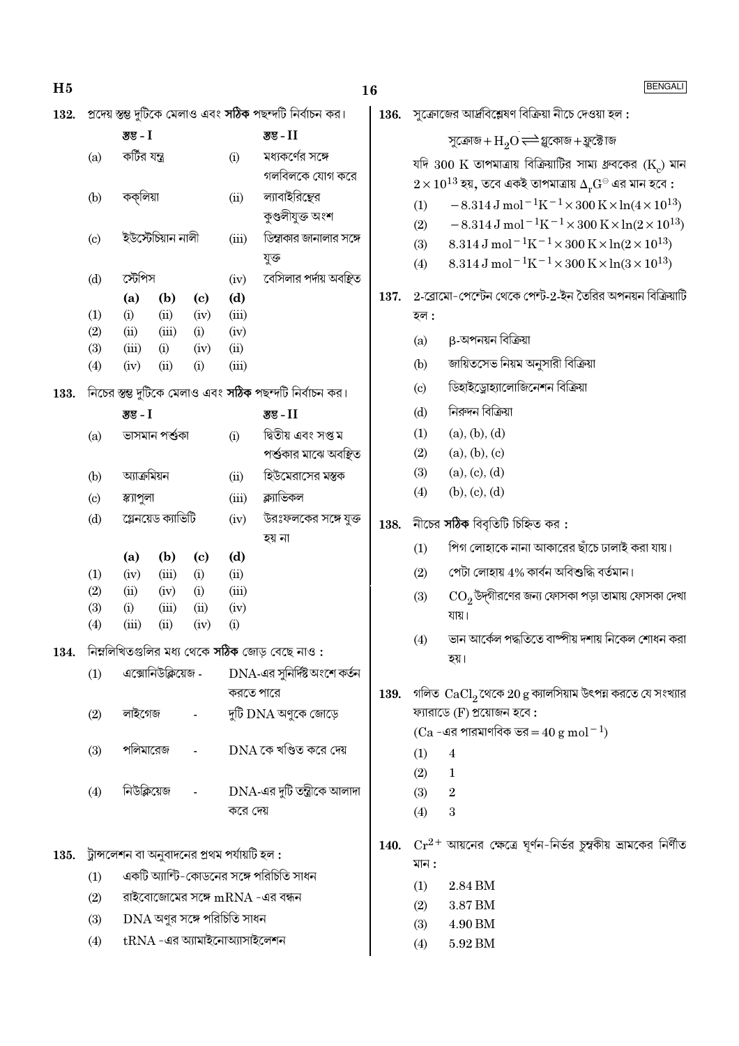132. প্রদেয় স্তম্ভ দুটিকে মেলাও এবং **সঠিক** পছন্দটি নির্বাচন কর।

| | স্তম্ভ - I | | স্তম্ভ - II |
|---|---|---|---|
| (a) | কর্টির যন্ত্র | (i) | মধ্যকর্ণের সঙ্গে গলবিলকে যোগ করে |
| (b) | কক্লিয়া | (ii) | ল্যাবাইরিন্থের কুণ্ডলীযুক্ত অংশ |
| (c) | ইউস্টেচিয়ান নালী | (iii) | ডিম্বাকার জানালার সঙ্গে যুক্ত |
| (d) | স্টেপিস | (iv) | বেসিলার পর্দায় অবস্থিত |

| | (a) | (b) | (c) | (d) |
|---|---|---|---|---|
| (1) | (i) | (ii) | (iv) | (iii) |
| (2) | (ii) | (iii) | (i) | (iv) |
| (3) | (iii) | (i) | (iv) | (ii) |
| (4) | (iv) | (ii) | (i) | (iii) |

133. নিচের স্তম্ভ দুটিকে মেলাও এবং **সঠিক** পছন্দটি নির্বাচন কর।

| | স্তম্ভ - I | | স্তম্ভ - II |
|---|---|---|---|
| (a) | ভাসমান পর্শুকা | (i) | দ্বিতীয় এবং সপ্তম পর্শুকার মাঝে অবস্থিত |
| (b) | অ্যাক্রমিয়ন | (ii) | হিউমেরাসের মস্তক |
| (c) | স্ক্যাপুলা | (iii) | ক্ল্যাভিকল |
| (d) | গ্লেনয়েড ক্যাভিটি | (iv) | উরঃফলকের সঙ্গে যুক্ত হয় না |

| | (a) | (b) | (c) | (d) |
|---|---|---|---|---|
| (1) | (iv) | (iii) | (i) | (ii) |
| (2) | (ii) | (iv) | (i) | (iii) |
| (3) | (i) | (iii) | (ii) | (iv) |
| (4) | (iii) | (ii) | (iv) | (i) |

134. নিম্নলিখিতগুলির মধ্য থেকে **সঠিক** জোড় বেছে নাও :

(1) এক্সোনিউক্লিয়েজ - DNA-এর সুনির্দিষ্ট অংশে কর্তন করতে পারে

(2) লাইগেজ - দুটি DNA অণুকে জোড়ে

(3) পলিমারেজ - DNA কে খণ্ডিত করে দেয়

(4) নিউক্লিয়েজ - DNA-এর দুটি তন্ত্রীকে আলাদা করে দেয়

135. ট্রান্সলেশন বা অনুবাদনের প্রথম পর্যায়টি হল :

(1) একটি অ্যান্টি-কোডনের সঙ্গে পরিচিতি সাধন

(2) রাইবোজোমের সঙ্গে mRNA -এর বন্ধন

(3) DNA অণুর সঙ্গে পরিচিতি সাধন

(4) tRNA -এর অ্যামাইনোঅ্যাসাইলেশন

136. সুক্রোজের আর্দ্রবিশ্লেষণ বিক্রিয়া নীচে দেওয়া হল :

$$\text{সুক্রোজ} + H_2O \rightleftharpoons \text{গ্লুকোজ} + \text{ফ্রুক্টোজ}$$

যদি 300 K তাপমাত্রায় বিক্রিয়াটির সাম্য ধ্রুবকের ($K_c$) মান $2 \times 10^{13}$ হয়, তবে একই তাপমাত্রায় $\Delta_r G^\ominus$ এর মান হবে :

(1) $-8.314 \text{ J mol}^{-1}\text{K}^{-1} \times 300 \text{ K} \times \ln(4 \times 10^{13})$

(2) $-8.314 \text{ J mol}^{-1}\text{K}^{-1} \times 300 \text{ K} \times \ln(2 \times 10^{13})$

(3) $8.314 \text{ J mol}^{-1}\text{K}^{-1} \times 300 \text{ K} \times \ln(2 \times 10^{13})$

(4) $8.314 \text{ J mol}^{-1}\text{K}^{-1} \times 300 \text{ K} \times \ln(3 \times 10^{13})$

137. 2-ব্রোমো-পেন্টেন থেকে পেন্ট-2-ইন তৈরির অপনয়ন বিক্রিয়াটি হল :

(a) β-অপনয়ন বিক্রিয়া

(b) জায়িতসেভ নিয়ম অনুসারী বিক্রিয়া

(c) ডিহাইড্রোহ্যালোজিনেশন বিক্রিয়া

(d) নিরুদন বিক্রিয়া

(1) (a), (b), (d)

(2) (a), (b), (c)

(3) (a), (c), (d)

(4) (b), (c), (d)

138. নীচের **সঠিক** বিবৃতিটি চিহ্নিত কর :

(1) পিগ লোহাকে নানা আকারের ছাঁচে ঢালাই করা যায়।

(2) পেটা লোহায় 4% কার্বন অবিশুদ্ধি বর্তমান।

(3) $CO_2$ উদ্গীরণের জন্য ফোসকা পড়া তামায় ফোসকা দেখা যায়।

(4) ভান আর্কেল পদ্ধতিতে বাষ্পীয় দশায় নিকেল শোধন করা হয়।

139. গলিত $CaCl_2$ থেকে 20 g ক্যালসিয়াম উৎপন্ন করতে যে সংখ্যার ফ্যারাডে (F) প্রয়োজন হবে :

(Ca -এর পারমাণবিক ভর $= 40 \text{ g mol}^{-1}$)

(1) 4

(2) 1

(3) 2

(4) 3

140. $Cr^{2+}$ আয়নের ক্ষেত্রে ঘূর্ণন-নির্ভর চুম্বকীয় ভ্রামকের নির্ণীত মান :

(1) 2.84 BM

(2) 3.87 BM

(3) 4.90 BM

(4) 5.92 BM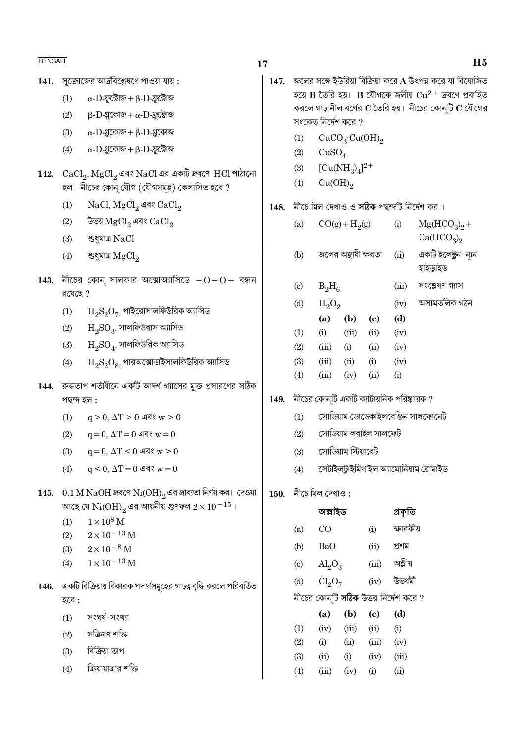**141.** সুক্রোজের আর্দ্রবিশ্লেষণে পাওয়া যায় :

(1) $\alpha$-D-ফ্রুক্টোজ + $\beta$-D-ফ্রুক্টোজ

(2) $\beta$-D-গ্লুকোজ + $\alpha$-D-ফ্রুক্টোজ

(3) $\alpha$-D-গ্লুকোজ + $\beta$-D-গ্লুকোজ

(4) $\alpha$-D-গ্লুকোজ + $\beta$-D-ফ্রুক্টোজ

**142.** $CaCl_2$, $MgCl_2$ এবং NaCl এর একটি দ্রবণে HCl পাঠানো হল। নীচের কোন্ যৌগ (যৌগসমূহ) কেলাসিত হবে ?

(1) NaCl, $MgCl_2$ এবং $CaCl_2$

(2) উভয় $MgCl_2$ এবং $CaCl_2$

(3) শুধুমাত্র NaCl

(4) শুধুমাত্র $MgCl_2$

**143.** নীচের কোন্ সালফার অক্সোঅ্যাসিডে $-O-O-$ বন্ধন রয়েছে ?

(1) $H_2S_2O_7$, পাইরোসালফিউরিক অ্যাসিড

(2) $H_2SO_3$, সালফিউরাস অ্যাসিড

(3) $H_2SO_4$, সালফিউরিক অ্যাসিড

(4) $H_2S_2O_8$, পারঅক্সোডাইসালফিউরিক অ্যাসিড

**144.** রুদ্ধতাপ শর্তাধীনে একটি আদর্শ গ্যাসের মুক্ত প্রসারণের সঠিক পছন্দ হল :

(1) $q > 0$, $\Delta T > 0$ এবং $w > 0$

(2) $q = 0$, $\Delta T = 0$ এবং $w = 0$

(3) $q = 0$, $\Delta T < 0$ এবং $w > 0$

(4) $q < 0$, $\Delta T = 0$ এবং $w = 0$

**145.** 0.1 M NaOH দ্রবণে $Ni(OH)_2$ এর দ্রাব্যতা নির্ণয় কর। দেওয়া আছে যে $Ni(OH)_2$ এর আয়নীয় গুণফল $2 \times 10^{-15}$ ।

(1) $1 \times 10^{8}$ M

(2) $2 \times 10^{-13}$ M

(3) $2 \times 10^{-8}$ M

(4) $1 \times 10^{-13}$ M

**146.** একটি বিক্রিয়ায় বিকারক পদার্থসমূহের গাঢ়ত্ব বৃদ্ধি করলে পরিবর্তিত হবে :

(1) সংঘর্ষ-সংখ্যা

(2) সক্রিয়ণ শক্তি

(3) বিক্রিয়া তাপ

(4) ক্রিয়ামাত্রার শক্তি

**147.** জলের সঙ্গে ইউরিয়া বিক্রিয়া করে **A** উৎপন্ন করে যা বিযোজিত হয়ে **B** তৈরি হয়। **B** যৌগকে জলীয় $Cu^{2+}$ দ্রবণে প্রবাহিত করলে গাঢ় নীল বর্ণের **C** তৈরি হয়। নীচের কোন্‌টি **C** যৌগের সংকেত নির্দেশ করে ?

(1) $CuCO_3 \cdot Cu(OH)_2$

(2) $CuSO_4$

(3) $[Cu(NH_3)_4]^{2+}$

(4) $Cu(OH)_2$

**148.** নীচে মিল দেখাও ও **সঠিক** পছন্দটি নির্দেশ কর ।

| | | | |
|---|---|---|---|
| (a) | $CO(g) + H_2(g)$ | (i) | $Mg(HCO_3)_2 + Ca(HCO_3)_2$ |
| (b) | জলের অস্থায়ী ক্ষরতা | (ii) | একটি ইলেক্ট্রন-ন্যূন হাইড্রাইড |
| (c) | $B_2H_6$ | (iii) | সংশ্লেষণ গ্যাস |
| (d) | $H_2O_2$ | (iv) | অসামতলিক গঠন |

| | (a) | (b) | (c) | (d) |
|---|---|---|---|---|
| (1) | (i) | (iii) | (ii) | (iv) |
| (2) | (iii) | (i) | (ii) | (iv) |
| (3) | (iii) | (ii) | (i) | (iv) |
| (4) | (iii) | (iv) | (ii) | (i) |

**149.** নীচের কোন্‌টি একটি ক্যাটায়নিক পরিষ্কারক ?

(1) সোডিয়াম ডোডেকাইলবেঞ্জিন সালফোনেট

(2) সোডিয়াম লরাইল সালফেট

(3) সোডিয়াম স্টিয়ারেট

(4) সেটাইলট্রাইমিথাইল অ্যামোনিয়াম ব্রোমাইড

**150.** নীচে মিল দেখাও :

| | **অক্সাইড** | | **প্রকৃতি** |
|---|---|---|---|
| (a) | CO | (i) | ক্ষারকীয় |
| (b) | BaO | (ii) | প্রশম |
| (c) | $Al_2O_3$ | (iii) | অম্লীয় |
| (d) | $Cl_2O_7$ | (iv) | উভধর্মী |

নীচের কোন্‌টি **সঠিক** উত্তর নির্দেশ করে ?

| | (a) | (b) | (c) | (d) |
|---|---|---|---|---|
| (1) | (iv) | (iii) | (ii) | (i) |
| (2) | (i) | (ii) | (iii) | (iv) |
| (3) | (ii) | (i) | (iv) | (iii) |
| (4) | (iii) | (iv) | (i) | (ii) |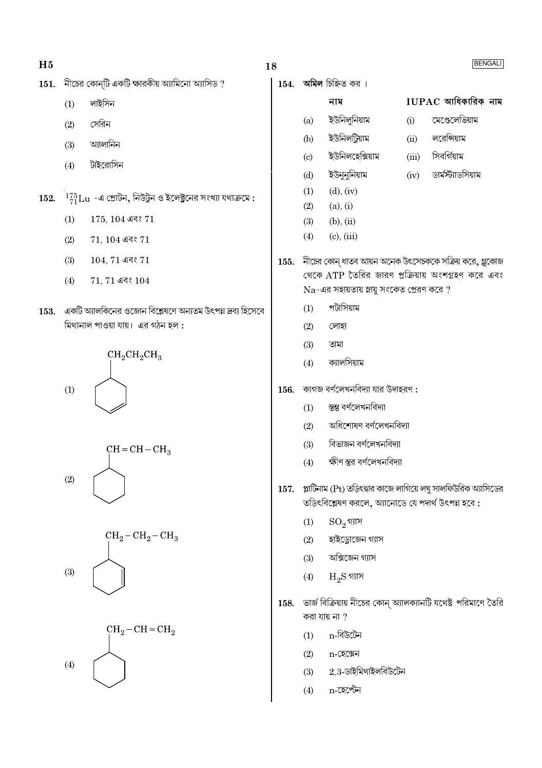151. নীচের কোন্‌টি একটি ক্ষারকীয় অ্যামিনো অ্যাসিড ?

(1) লাইসিন

(2) সেরিন

(3) অ্যালানিন

(4) টাইরোসিন

152. $^{175}_{71}Lu$ -এ প্রোটন, নিউট্রন ও ইলেকট্রনের সংখ্যা যথাক্রমে :

(1) 175, 104 এবং 71

(2) 71, 104 এবং 71

(3) 104, 71 এবং 71

(4) 71, 71 এবং 104

153. একটি অ্যালকিনের ওজোন বিশ্লেষণে অন্যতম উৎপন্ন দ্রব্য হিসেবে মিথানাল পাওয়া যায়। এর গঠন হল :

(1) $CH_2CH_2CH_3$ যুক্ত সাইক্লোহেক্সিন বলয় (বলয়ের নীচের দিকে দ্বিবন্ধ)

(2) $CH=CH-CH_3$ যুক্ত সাইক্লোহেক্সেন বলয়

(3) $CH_2-CH_2-CH_3$ যুক্ত সাইক্লোহেক্সিন বলয় (বলয়ের ডান দিকে দ্বিবন্ধ)

(4) $CH_2-CH=CH_2$ যুক্ত সাইক্লোহেক্সেন বলয়

154. **অমিল** চিহ্নিত কর ।

| | নাম | | IUPAC আধিকারিক নাম |
|---|---|---|---|
| (a) | ইউনিলুনিয়াম | (i) | মেণ্ডেলেভিয়াম |
| (b) | ইউনিলট্রিয়াম | (ii) | লরেন্সিয়াম |
| (c) | ইউনিলহেক্সিয়াম | (iii) | সিবর্গিয়াম |
| (d) | ইউনুনুনিয়াম | (iv) | ডার্মস্ট্যাডসিয়াম |

(1) (d), (iv)

(2) (a), (i)

(3) (b), (ii)

(4) (c), (iii)

155. নীচের কোন্ ধাতব আয়ন অনেক উৎসেচককে সক্রিয় করে, গ্লুকোজ থেকে ATP তৈরির জারণ প্রক্রিয়ায় অংশগ্রহণ করে এবং Na-এর সহায়তায় স্নায়ু সংকেত প্রেরণ করে ?

(1) পটাসিয়াম

(2) লোহা

(3) তামা

(4) ক্যালসিয়াম

156. কাগজ বর্ণলেখনবিদ্যা যার উদাহরণ :

(1) স্তম্ভ বর্ণলেখনবিদ্যা

(2) অধিশোষণ বর্ণলেখনবিদ্যা

(3) বিভাজন বর্ণলেখনবিদ্যা

(4) ক্ষীণ স্তর বর্ণলেখনবিদ্যা

157. প্লাটিনাম (Pt) তড়িৎদ্বার কাজে লাগিয়ে লঘু সালফিউরিক অ্যাসিডের তড়িৎবিশ্লেষণ করলে, অ্যানোডে যে পদার্থ উৎপন্ন হবে :

(1) $SO_2$ গ্যাস

(2) হাইড্রোজেন গ্যাস

(3) অক্সিজেন গ্যাস

(4) $H_2S$ গ্যাস

158. ভার্জ বিক্রিয়ায় নীচের কোন্ অ্যালক্যানটি যথেষ্ট পরিমাণে তৈরি করা যায় না ?

(1) n-বিউটেন

(2) n-হেক্সেন

(3) 2,3-ডাইমিথাইলবিউটেন

(4) n-হেপ্টেন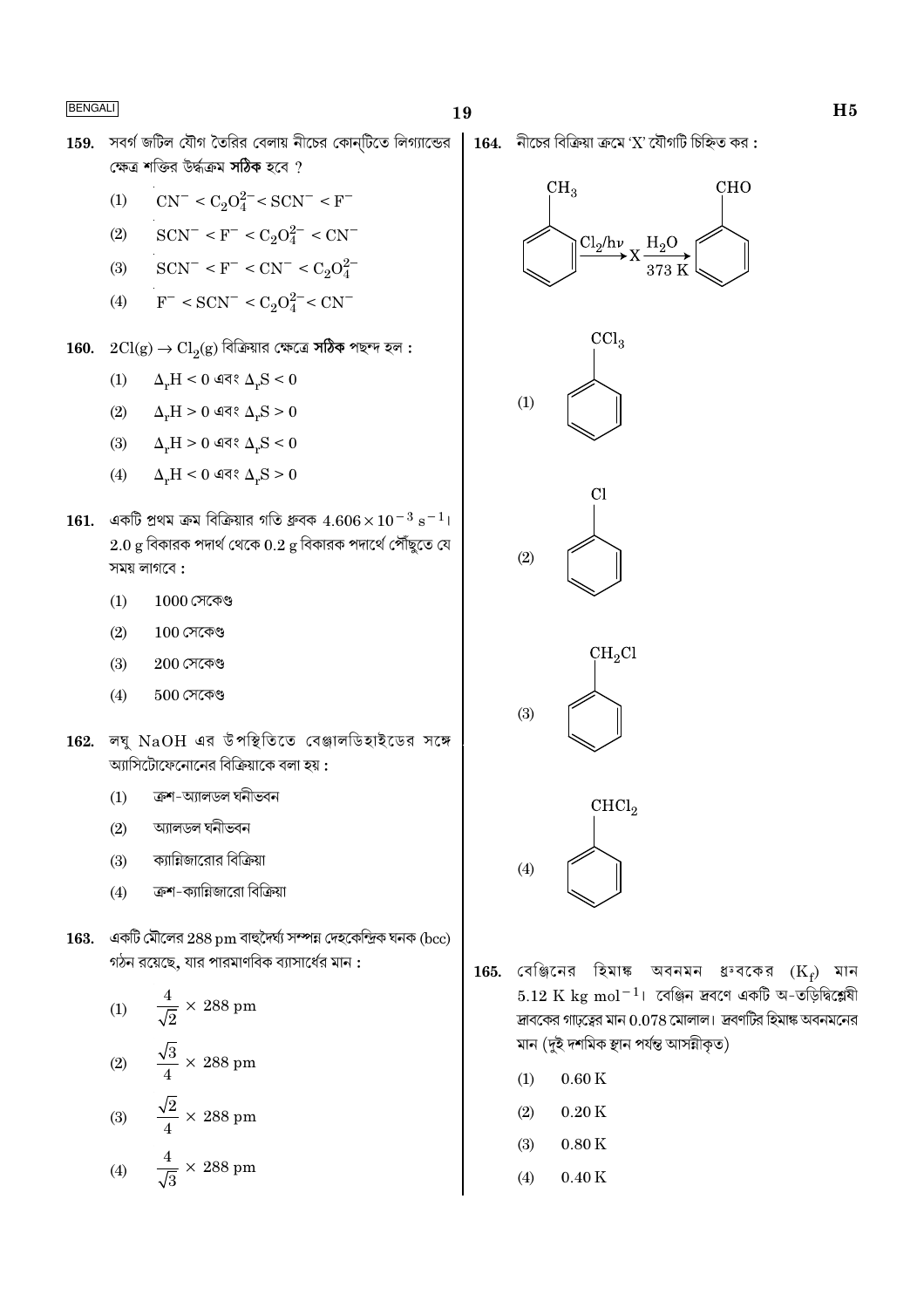**159.** সবর্গ জটিল যৌগ তৈরির বেলায় নীচের কোন্‌টিতে লিগ্যান্ডের ক্ষেত্র শক্তির উর্দ্ধক্রম **সঠিক** হবে ?

(1) $CN^- < C_2O_4^{2-} < SCN^- < F^-$

(2) $SCN^- < F^- < C_2O_4^{2-} < CN^-$

(3) $SCN^- < F^- < CN^- < C_2O_4^{2-}$

(4) $F^- < SCN^- < C_2O_4^{2-} < CN^-$

**160.** $2Cl(g) \rightarrow Cl_2(g)$ বিক্রিয়ার ক্ষেত্রে **সঠিক** পছন্দ হল :

(1) $\Delta_r H < 0$ এবং $\Delta_r S < 0$

(2) $\Delta_r H > 0$ এবং $\Delta_r S > 0$

(3) $\Delta_r H > 0$ এবং $\Delta_r S < 0$

(4) $\Delta_r H < 0$ এবং $\Delta_r S > 0$

**161.** একটি প্রথম ক্রম বিক্রিয়ার গতি ধ্রুবক $4.606 \times 10^{-3}\ s^{-1}$। 2.0 g বিকারক পদার্থ থেকে 0.2 g বিকারক পদার্থে পৌঁছুতে যে সময় লাগবে :

(1) 1000 সেকেণ্ড

(2) 100 সেকেণ্ড

(3) 200 সেকেণ্ড

(4) 500 সেকেণ্ড

**162.** লঘু NaOH এর উপস্থিতিতে বেঞ্জালডিহাইডের সঙ্গে অ্যাসিটোফেনোনের বিক্রিয়াকে বলা হয় :

(1) ক্রশ-অ্যালডল ঘনীভবন

(2) অ্যালডল ঘনীভবন

(3) ক্যান্নিজারোর বিক্রিয়া

(4) ক্রশ-ক্যান্নিজারো বিক্রিয়া

**163.** একটি মৌলের 288 pm বাহুদৈর্ঘ্য সম্পন্ন দেহকেন্দ্রিক ঘনক (bcc) গঠন রয়েছে, যার পারমাণবিক ব্যাসার্ধের মান :

(1) $\frac{4}{\sqrt{2}} \times 288$ pm

(2) $\frac{\sqrt{3}}{4} \times 288$ pm

(3) $\frac{\sqrt{2}}{4} \times 288$ pm

(4) $\frac{4}{\sqrt{3}} \times 288$ pm

**164.** নীচের বিক্রিয়া ক্রমে 'X' যৌগটি চিহ্নিত কর :

$$C_6H_5CH_3 \xrightarrow{Cl_2/h\nu} X \xrightarrow[373\ K]{H_2O} C_6H_5CHO$$

(1) $C_6H_5CCl_3$

(2) $C_6H_5Cl$

(3) $C_6H_5CH_2Cl$

(4) $C_6H_5CHCl_2$

**165.** বেঞ্জিনের হিমাঙ্ক অবনমন ধ্রুবকের ($K_f$) মান $5.12\ K\ kg\ mol^{-1}$। বেঞ্জিন দ্রবণে একটি অ-তড়িদ্বিশ্লেষী দ্রাবকের গাঢ়ত্বের মান 0.078 মোলাল। দ্রবণটির হিমাঙ্ক অবনমনের মান (দুই দশমিক স্থান পর্যন্ত আসন্নীকৃত)

(1) 0.60 K

(2) 0.20 K

(3) 0.80 K

(4) 0.40 K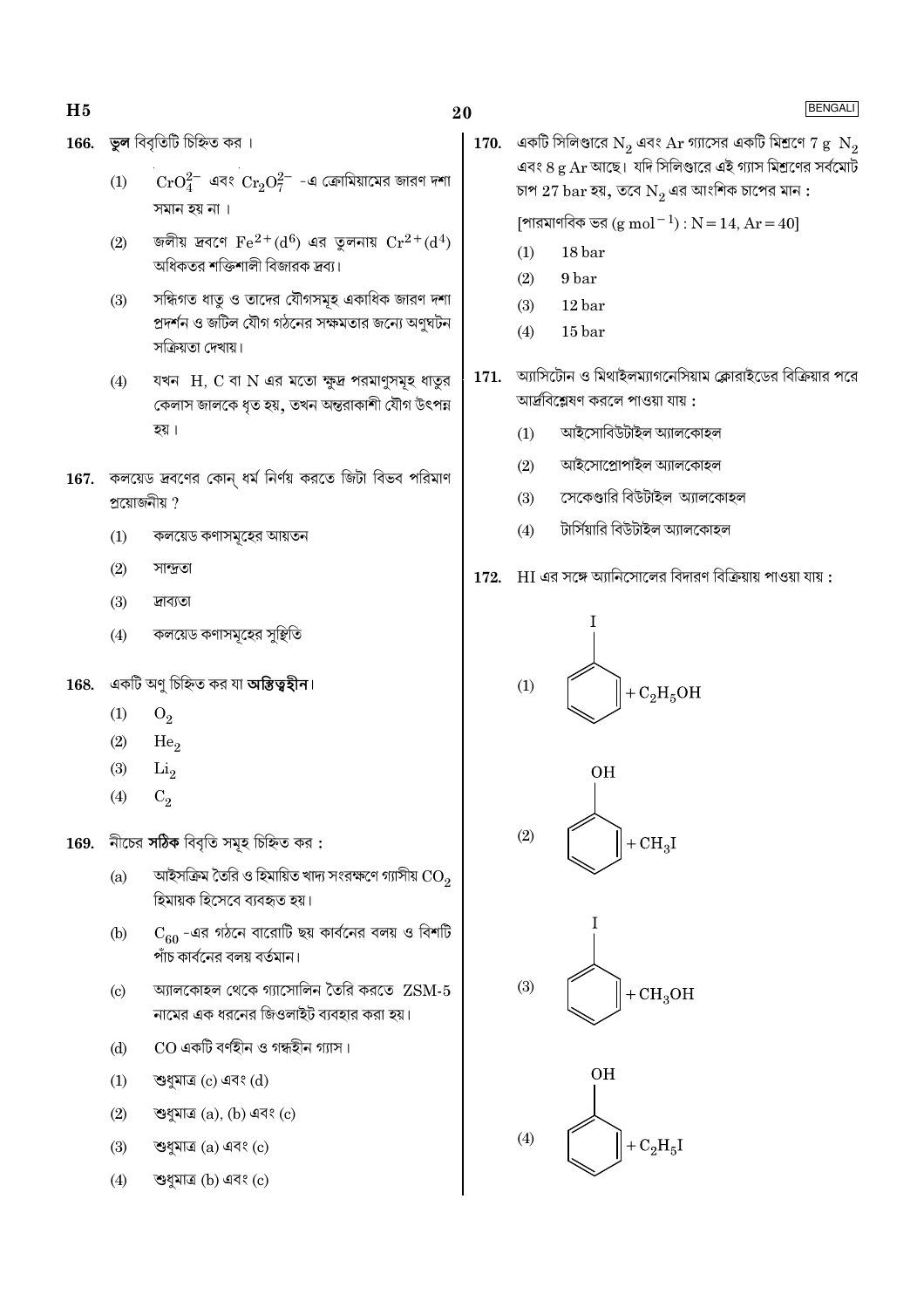166. **ভুল** বিবৃতিটি চিহ্নিত কর।

(1) $CrO_4^{2-}$ এবং $Cr_2O_7^{2-}$ -এ ক্রোমিয়ামের জারণ দশা সমান হয় না।

(2) জলীয় দ্রবণে $Fe^{2+}(d^6)$ এর তুলনায় $Cr^{2+}(d^4)$ অধিকতর শক্তিশালী বিজারক দ্রব্য।

(3) সন্ধিগত ধাতু ও তাদের যৌগসমূহ একাধিক জারণ দশা প্রদর্শন ও জটিল যৌগ গঠনের সক্ষমতার জন্যে অণুঘটন সক্রিয়তা দেখায়।

(4) যখন H, C বা N এর মতো ক্ষুদ্র পরমাণুসমূহ ধাতুর কেলাস জালকে ধৃত হয়, তখন অন্তরাকাশী যৌগ উৎপন্ন হয়।

167. কলয়েড দ্রবণের কোন্ ধর্ম নির্ণয় করতে জিটা বিভব পরিমাণ প্রয়োজনীয় ?

(1) কলয়েড কণাসমূহের আয়তন

(2) সান্দ্রতা

(3) দ্রাব্যতা

(4) কলয়েড কণাসমূহের সুস্থিতি

168. একটি অণু চিহ্নিত কর যা **অস্তিত্বহীন**।

(1) $O_2$

(2) $He_2$

(3) $Li_2$

(4) $C_2$

169. নীচের **সঠিক** বিবৃতি সমূহ চিহ্নিত কর :

(a) আইসক্রিম তৈরি ও হিমায়িত খাদ্য সংরক্ষণে গ্যাসীয় $CO_2$ হিমায়ক হিসেবে ব্যবহৃত হয়।

(b) $C_{60}$ -এর গঠনে বারোটি ছয় কার্বনের বলয় ও বিশটি পাঁচ কার্বনের বলয় বর্তমান।

(c) অ্যালকোহল থেকে গ্যাসোলিন তৈরি করতে ZSM-5 নামের এক ধরনের জিওলাইট ব্যবহার করা হয়।

(d) CO একটি বর্ণহীন ও গন্ধহীন গ্যাস।

(1) শুধুমাত্র (c) এবং (d)

(2) শুধুমাত্র (a), (b) এবং (c)

(3) শুধুমাত্র (a) এবং (c)

(4) শুধুমাত্র (b) এবং (c)

170. একটি সিলিণ্ডারে $N_2$ এবং Ar গ্যাসের একটি মিশ্রণে 7 g $N_2$ এবং 8 g Ar আছে। যদি সিলিণ্ডারে এই গ্যাস মিশ্রণের সর্বমোট চাপ 27 bar হয়, তবে $N_2$ এর আংশিক চাপের মান :

[পারমাণবিক ভর $(g\ mol^{-1})$ : N = 14, Ar = 40]

(1) 18 bar

(2) 9 bar

(3) 12 bar

(4) 15 bar

171. অ্যাসিটোন ও মিথাইলম্যাগনেসিয়াম ক্লোরাইডের বিক্রিয়ার পরে আর্দ্রবিশ্লেষণ করলে পাওয়া যায় :

(1) আইসোবিউটাইল অ্যালকোহল

(2) আইসোপ্রোপাইল অ্যালকোহল

(3) সেকেণ্ডারি বিউটাইল অ্যালকোহল

(4) টার্সিয়ারি বিউটাইল অ্যালকোহল

172. HI এর সঙ্গে অ্যানিসোলের বিদারণ বিক্রিয়ায় পাওয়া যায় :

(1) $C_6H_5I + C_2H_5OH$ (আয়োডোবেঞ্জিন + $C_2H_5OH$)

(2) $C_6H_5OH + CH_3I$ (ফিনল + $CH_3I$)

(3) $C_6H_5I + CH_3OH$ (আয়োডোবেঞ্জিন + $CH_3OH$)

(4) $C_6H_5OH + C_2H_5I$ (ফিনল + $C_2H_5I$)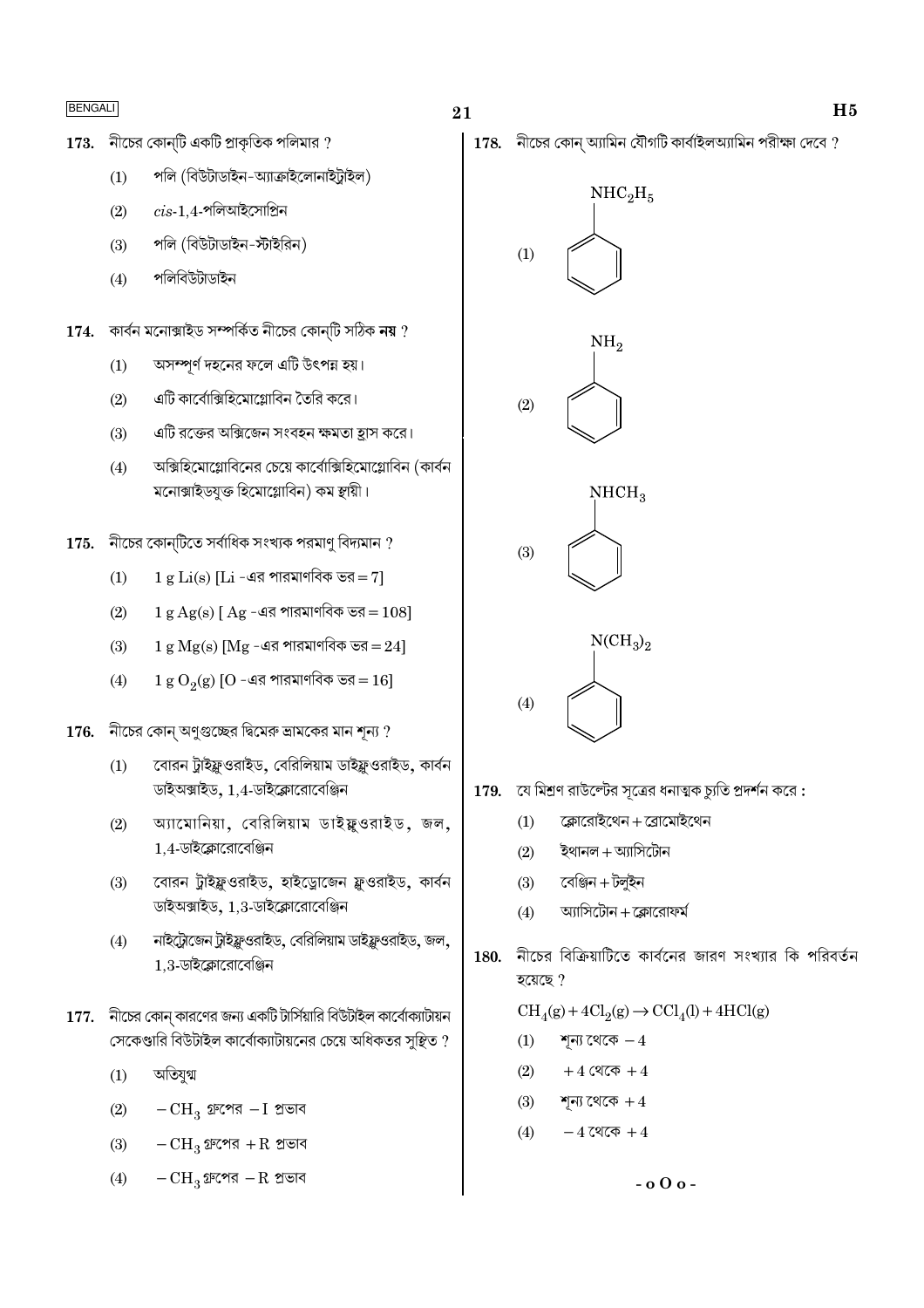173. নীচের কোন্‌টি একটি প্রাকৃতিক পলিমার ?

(1) পলি (বিউটাডাইন-অ্যাক্রাইলোনাইট্রাইল)

(2) *cis*-1,4-পলিআইসোপ্রিন

(3) পলি (বিউটাডাইন-স্টাইরিন)

(4) পলিবিউটাডাইন

174. কার্বন মনোক্সাইড সম্পর্কিত নীচের কোন্‌টি সঠিক **নয়** ?

(1) অসম্পূর্ণ দহনের ফলে এটি উৎপন্ন হয়।

(2) এটি কার্বোক্সিহিমোগ্লোবিন তৈরি করে।

(3) এটি রক্তের অক্সিজেন সংবহন ক্ষমতা হ্রাস করে।

(4) অক্সিহিমোগ্লোবিনের চেয়ে কার্বোক্সিহিমোগ্লোবিন (কার্বন মনোক্সাইডযুক্ত হিমোগ্লোবিন) কম স্থায়ী।

175. নীচের কোন্‌টিতে সর্বাধিক সংখ্যক পরমাণু বিদ্যমান ?

(1) $1\ g\ Li(s)$ [$Li$ -এর পারমাণবিক ভর = 7]

(2) $1\ g\ Ag(s)$ [ $Ag$ -এর পারমাণবিক ভর = 108]

(3) $1\ g\ Mg(s)$ [$Mg$ -এর পারমাণবিক ভর = 24]

(4) $1\ g\ O_2(g)$ [$O$ -এর পারমাণবিক ভর = 16]

176. নীচের কোন্ অণুগুচ্ছের দ্বিমেরু ভ্রামকের মান শূন্য ?

(1) বোরন ট্রাইফ্লুওরাইড, বেরিলিয়াম ডাইফ্লুওরাইড, কার্বন ডাইঅক্সাইড, 1,4-ডাইক্লোরোবেঞ্জিন

(2) অ্যামোনিয়া, বেরিলিয়াম ডাইফ্লুওরাইড, জল, 1,4-ডাইক্লোরোবেঞ্জিন

(3) বোরন ট্রাইফ্লুওরাইড, হাইড্রোজেন ফ্লুওরাইড, কার্বন ডাইঅক্সাইড, 1,3-ডাইক্লোরোবেঞ্জিন

(4) নাইট্রোজেন ট্রাইফ্লুওরাইড, বেরিলিয়াম ডাইফ্লুওরাইড, জল, 1,3-ডাইক্লোরোবেঞ্জিন

177. নীচের কোন্ কারণের জন্য একটি টার্সিয়ারি বিউটাইল কার্বোক্যাটায়ন সেকেণ্ডারি বিউটাইল কার্বোক্যাটায়নের চেয়ে অধিকতর সুস্থিত ?

(1) অতিযুগ্ম

(2) $-CH_3$ গ্রুপের $-I$ প্রভাব

(3) $-CH_3$ গ্রুপের $+R$ প্রভাব

(4) $-CH_3$ গ্রুপের $-R$ প্রভাব

178. নীচের কোন্ অ্যামিন যৌগটি কার্বাইলঅ্যামিন পরীক্ষা দেবে ?

(1) $C_6H_5NHC_2H_5$

(2) $C_6H_5NH_2$

(3) $C_6H_5NHCH_3$

(4) $C_6H_5N(CH_3)_2$

179. যে মিশ্রণ রাউল্টের সূত্রের ধনাত্মক চ্যুতি প্রদর্শন করে :

(1) ক্লোরোইথেন + ব্রোমোইথেন

(2) ইথানল + অ্যাসিটোন

(3) বেঞ্জিন + টলুইন

(4) অ্যাসিটোন + ক্লোরোফর্ম

180. নীচের বিক্রিয়াটিতে কার্বনের জারণ সংখ্যার কি পরিবর্তন হয়েছে ?

$$CH_4(g) + 4Cl_2(g) \rightarrow CCl_4(l) + 4HCl(g)$$

(1) শূন্য থেকে $-4$

(2) $+4$ থেকে $+4$

(3) শূন্য থেকে $+4$

(4) $-4$ থেকে $+4$

- o O o -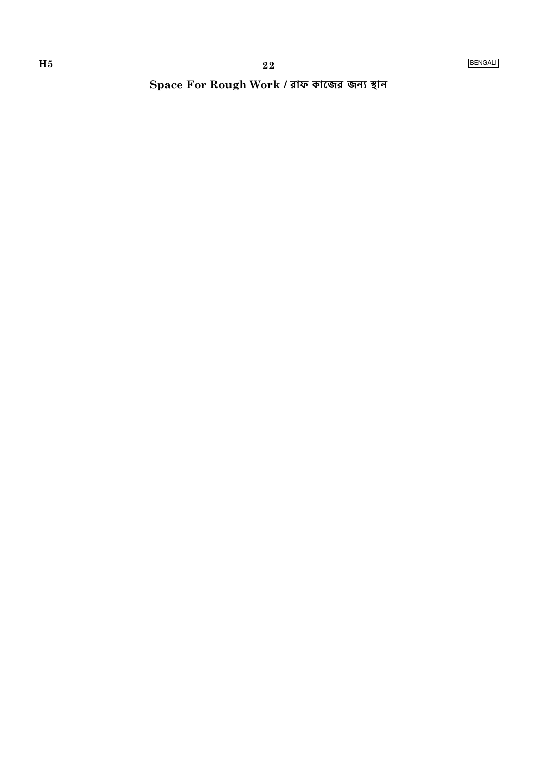**Space For Rough Work / রাফ কাজের জন্য স্থান**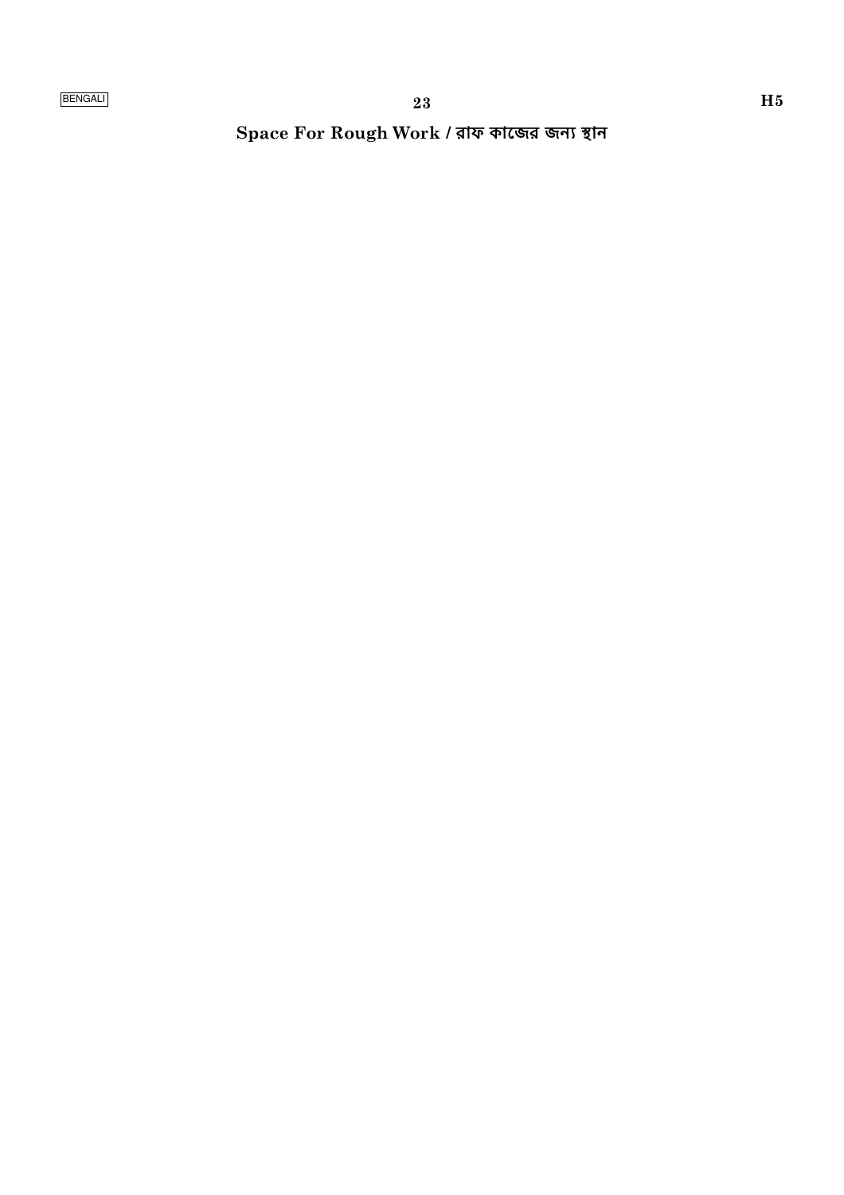**Space For Rough Work / রাফ কাজের জন্য স্থান**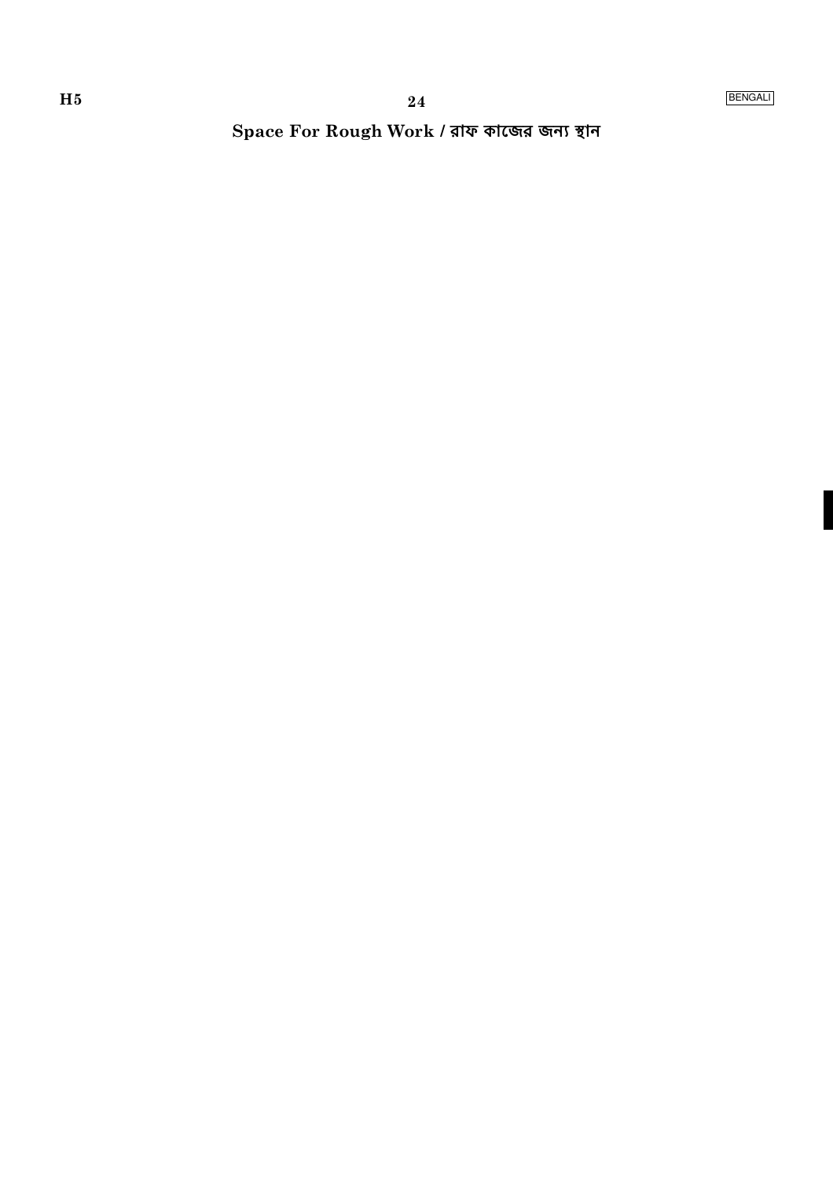**Space For Rough Work / রাফ কাজের জন্য স্থান**